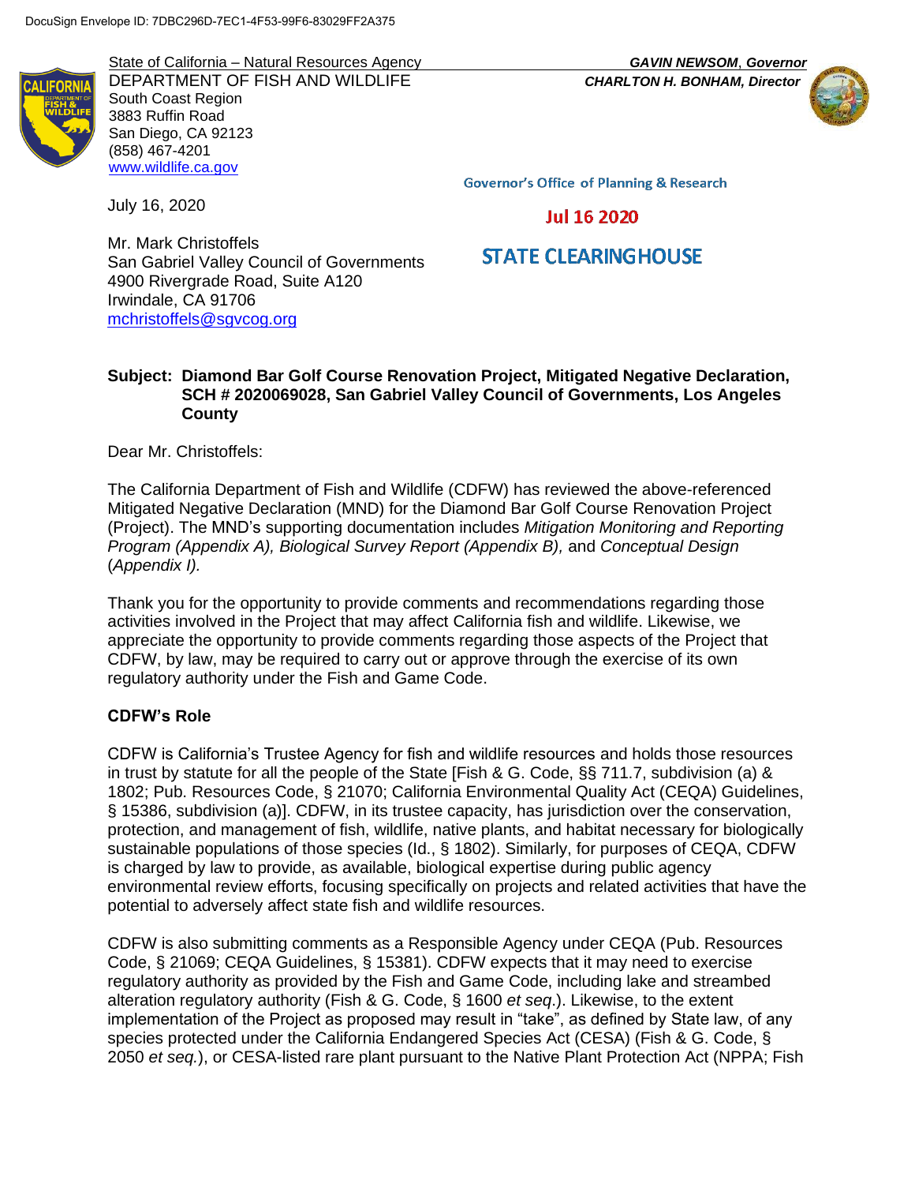DocuSign Envelope ID: 7DBC296D-7EC1-4F53-99F6-83029FF2A375

State of California – Natural Resources Agency
DEPARTMENT OF FISH AND WILDLIFE
South Coast Region
3883 Ruffin Road
San Diego, CA 92123
(858) 467-4201
www.wildlife.ca.gov

***GAVIN NEWSOM*, *Governor***
***CHARLTON H. BONHAM, Director***

Governor's Office of Planning & Research

Jul 16 2020

STATE CLEARINGHOUSE

July 16, 2020

Mr. Mark Christoffels
San Gabriel Valley Council of Governments
4900 Rivergrade Road, Suite A120
Irwindale, CA 91706
mchristoffels@sgvcog.org

**Subject: Diamond Bar Golf Course Renovation Project, Mitigated Negative Declaration, SCH # 2020069028, San Gabriel Valley Council of Governments, Los Angeles County**

Dear Mr. Christoffels:

The California Department of Fish and Wildlife (CDFW) has reviewed the above-referenced Mitigated Negative Declaration (MND) for the Diamond Bar Golf Course Renovation Project (Project). The MND's supporting documentation includes *Mitigation Monitoring and Reporting Program (Appendix A), Biological Survey Report (Appendix B),* and *Conceptual Design* (*Appendix I).*

Thank you for the opportunity to provide comments and recommendations regarding those activities involved in the Project that may affect California fish and wildlife. Likewise, we appreciate the opportunity to provide comments regarding those aspects of the Project that CDFW, by law, may be required to carry out or approve through the exercise of its own regulatory authority under the Fish and Game Code.

**CDFW's Role**

CDFW is California's Trustee Agency for fish and wildlife resources and holds those resources in trust by statute for all the people of the State [Fish & G. Code, §§ 711.7, subdivision (a) & 1802; Pub. Resources Code, § 21070; California Environmental Quality Act (CEQA) Guidelines, § 15386, subdivision (a)]. CDFW, in its trustee capacity, has jurisdiction over the conservation, protection, and management of fish, wildlife, native plants, and habitat necessary for biologically sustainable populations of those species (Id., § 1802). Similarly, for purposes of CEQA, CDFW is charged by law to provide, as available, biological expertise during public agency environmental review efforts, focusing specifically on projects and related activities that have the potential to adversely affect state fish and wildlife resources.

CDFW is also submitting comments as a Responsible Agency under CEQA (Pub. Resources Code, § 21069; CEQA Guidelines, § 15381). CDFW expects that it may need to exercise regulatory authority as provided by the Fish and Game Code, including lake and streambed alteration regulatory authority (Fish & G. Code, § 1600 *et seq*.). Likewise, to the extent implementation of the Project as proposed may result in "take", as defined by State law, of any species protected under the California Endangered Species Act (CESA) (Fish & G. Code, § 2050 *et seq.*), or CESA-listed rare plant pursuant to the Native Plant Protection Act (NPPA; Fish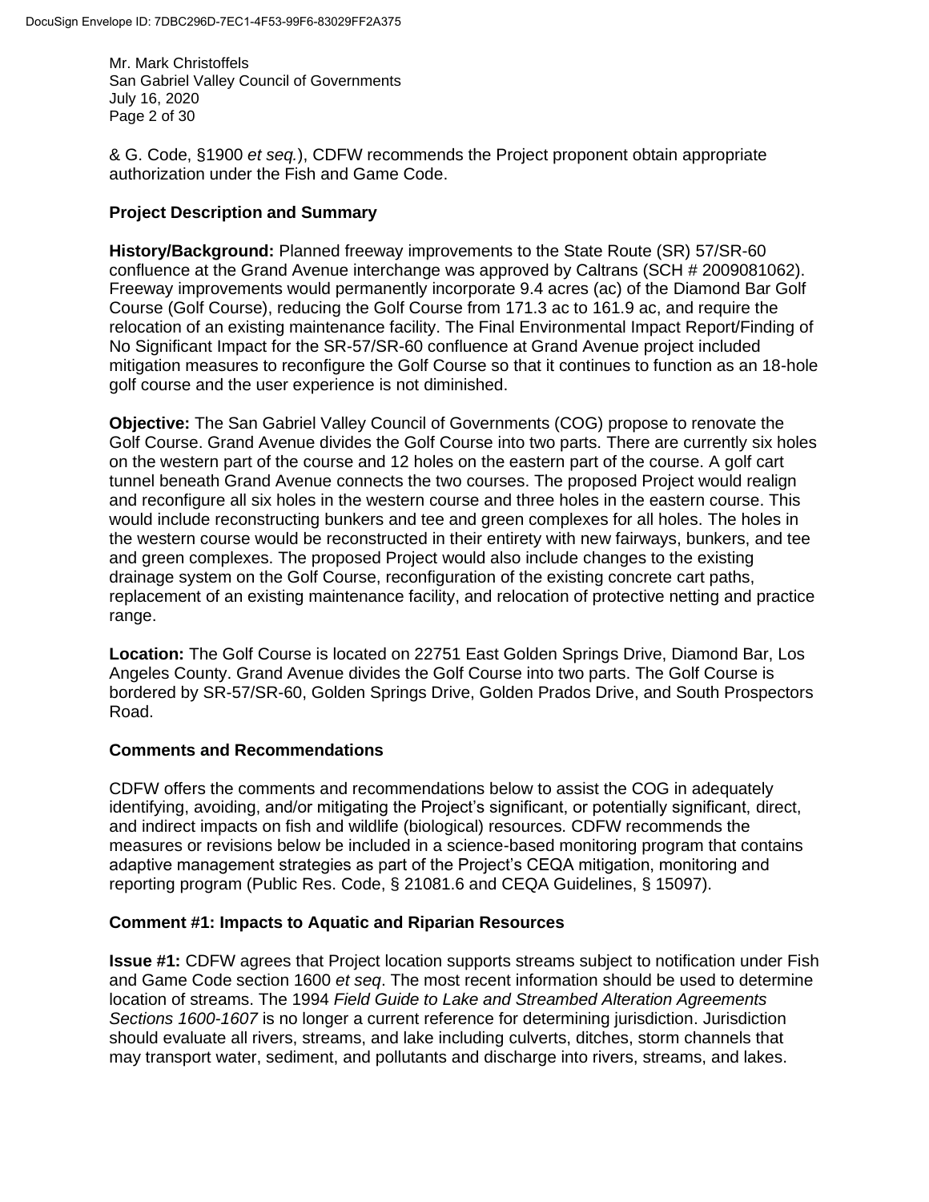& G. Code, §1900 *et seq.*), CDFW recommends the Project proponent obtain appropriate authorization under the Fish and Game Code.

## Project Description and Summary

**History/Background:** Planned freeway improvements to the State Route (SR) 57/SR-60 confluence at the Grand Avenue interchange was approved by Caltrans (SCH # 2009081062). Freeway improvements would permanently incorporate 9.4 acres (ac) of the Diamond Bar Golf Course (Golf Course), reducing the Golf Course from 171.3 ac to 161.9 ac, and require the relocation of an existing maintenance facility. The Final Environmental Impact Report/Finding of No Significant Impact for the SR-57/SR-60 confluence at Grand Avenue project included mitigation measures to reconfigure the Golf Course so that it continues to function as an 18-hole golf course and the user experience is not diminished.

**Objective:** The San Gabriel Valley Council of Governments (COG) propose to renovate the Golf Course. Grand Avenue divides the Golf Course into two parts. There are currently six holes on the western part of the course and 12 holes on the eastern part of the course. A golf cart tunnel beneath Grand Avenue connects the two courses. The proposed Project would realign and reconfigure all six holes in the western course and three holes in the eastern course. This would include reconstructing bunkers and tee and green complexes for all holes. The holes in the western course would be reconstructed in their entirety with new fairways, bunkers, and tee and green complexes. The proposed Project would also include changes to the existing drainage system on the Golf Course, reconfiguration of the existing concrete cart paths, replacement of an existing maintenance facility, and relocation of protective netting and practice range.

**Location:** The Golf Course is located on 22751 East Golden Springs Drive, Diamond Bar, Los Angeles County. Grand Avenue divides the Golf Course into two parts. The Golf Course is bordered by SR-57/SR-60, Golden Springs Drive, Golden Prados Drive, and South Prospectors Road.

## Comments and Recommendations

CDFW offers the comments and recommendations below to assist the COG in adequately identifying, avoiding, and/or mitigating the Project's significant, or potentially significant, direct, and indirect impacts on fish and wildlife (biological) resources. CDFW recommends the measures or revisions below be included in a science-based monitoring program that contains adaptive management strategies as part of the Project's CEQA mitigation, monitoring and reporting program (Public Res. Code, § 21081.6 and CEQA Guidelines, § 15097).

## Comment #1: Impacts to Aquatic and Riparian Resources

**Issue #1:** CDFW agrees that Project location supports streams subject to notification under Fish and Game Code section 1600 *et seq*. The most recent information should be used to determine location of streams. The 1994 *Field Guide to Lake and Streambed Alteration Agreements Sections 1600-1607* is no longer a current reference for determining jurisdiction. Jurisdiction should evaluate all rivers, streams, and lake including culverts, ditches, storm channels that may transport water, sediment, and pollutants and discharge into rivers, streams, and lakes.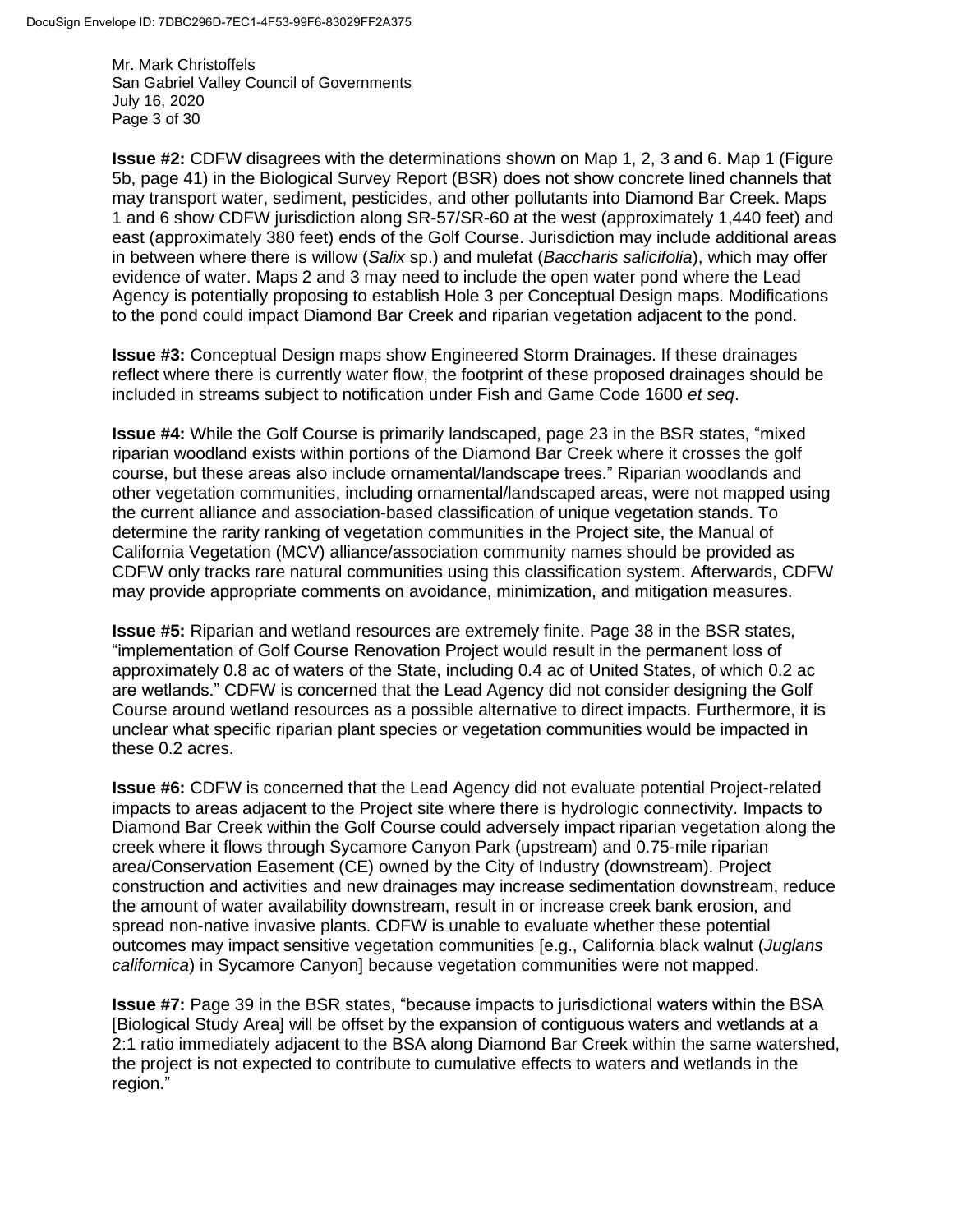**Issue #2:** CDFW disagrees with the determinations shown on Map 1, 2, 3 and 6. Map 1 (Figure 5b, page 41) in the Biological Survey Report (BSR) does not show concrete lined channels that may transport water, sediment, pesticides, and other pollutants into Diamond Bar Creek. Maps 1 and 6 show CDFW jurisdiction along SR-57/SR-60 at the west (approximately 1,440 feet) and east (approximately 380 feet) ends of the Golf Course. Jurisdiction may include additional areas in between where there is willow (*Salix* sp.) and mulefat (*Baccharis salicifolia*), which may offer evidence of water. Maps 2 and 3 may need to include the open water pond where the Lead Agency is potentially proposing to establish Hole 3 per Conceptual Design maps. Modifications to the pond could impact Diamond Bar Creek and riparian vegetation adjacent to the pond.

**Issue #3:** Conceptual Design maps show Engineered Storm Drainages. If these drainages reflect where there is currently water flow, the footprint of these proposed drainages should be included in streams subject to notification under Fish and Game Code 1600 *et seq*.

**Issue #4:** While the Golf Course is primarily landscaped, page 23 in the BSR states, "mixed riparian woodland exists within portions of the Diamond Bar Creek where it crosses the golf course, but these areas also include ornamental/landscape trees." Riparian woodlands and other vegetation communities, including ornamental/landscaped areas, were not mapped using the current alliance and association-based classification of unique vegetation stands. To determine the rarity ranking of vegetation communities in the Project site, the Manual of California Vegetation (MCV) alliance/association community names should be provided as CDFW only tracks rare natural communities using this classification system. Afterwards, CDFW may provide appropriate comments on avoidance, minimization, and mitigation measures.

**Issue #5:** Riparian and wetland resources are extremely finite. Page 38 in the BSR states, "implementation of Golf Course Renovation Project would result in the permanent loss of approximately 0.8 ac of waters of the State, including 0.4 ac of United States, of which 0.2 ac are wetlands." CDFW is concerned that the Lead Agency did not consider designing the Golf Course around wetland resources as a possible alternative to direct impacts. Furthermore, it is unclear what specific riparian plant species or vegetation communities would be impacted in these 0.2 acres.

**Issue #6:** CDFW is concerned that the Lead Agency did not evaluate potential Project-related impacts to areas adjacent to the Project site where there is hydrologic connectivity. Impacts to Diamond Bar Creek within the Golf Course could adversely impact riparian vegetation along the creek where it flows through Sycamore Canyon Park (upstream) and 0.75-mile riparian area/Conservation Easement (CE) owned by the City of Industry (downstream). Project construction and activities and new drainages may increase sedimentation downstream, reduce the amount of water availability downstream, result in or increase creek bank erosion, and spread non-native invasive plants. CDFW is unable to evaluate whether these potential outcomes may impact sensitive vegetation communities [e.g., California black walnut (*Juglans californica*) in Sycamore Canyon] because vegetation communities were not mapped.

**Issue #7:** Page 39 in the BSR states, "because impacts to jurisdictional waters within the BSA [Biological Study Area] will be offset by the expansion of contiguous waters and wetlands at a 2:1 ratio immediately adjacent to the BSA along Diamond Bar Creek within the same watershed, the project is not expected to contribute to cumulative effects to waters and wetlands in the region."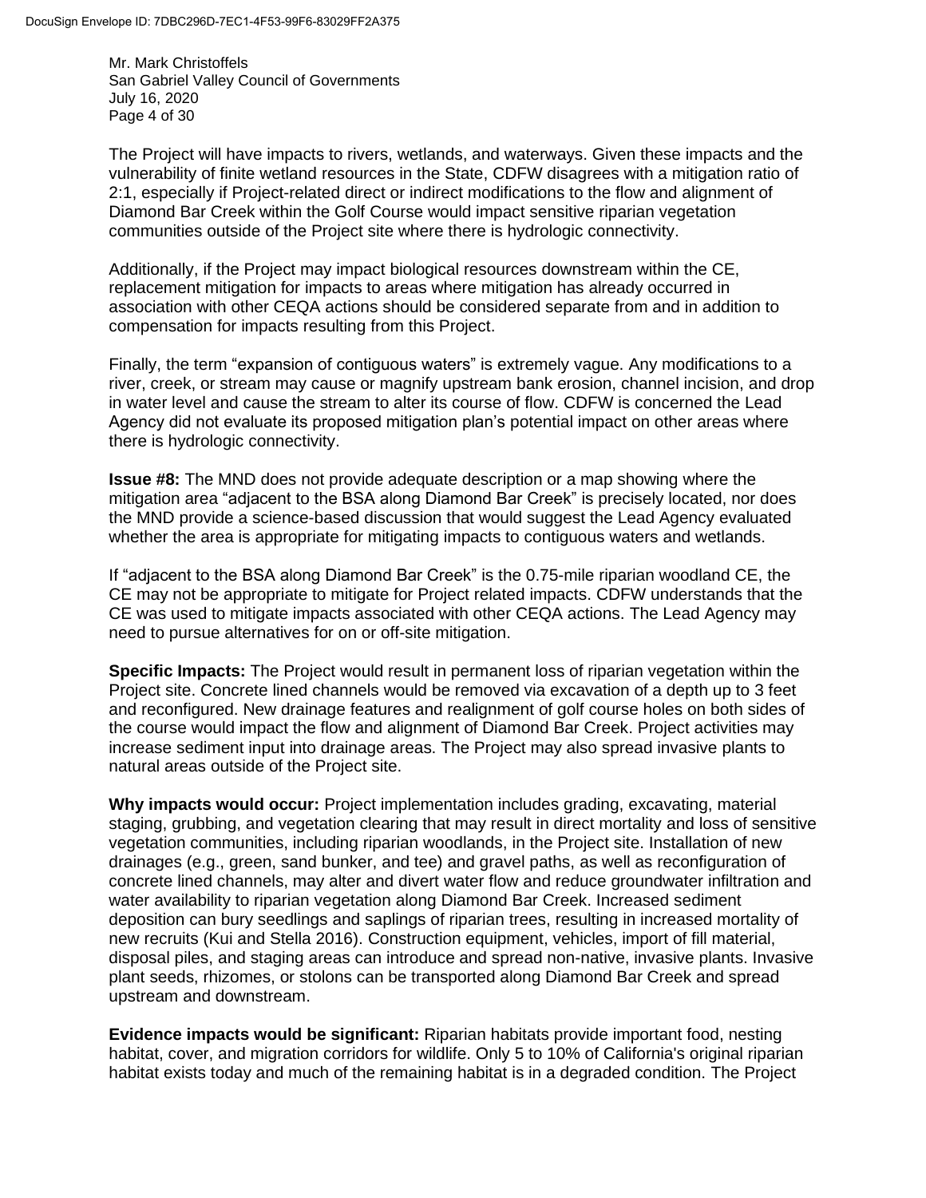The Project will have impacts to rivers, wetlands, and waterways. Given these impacts and the vulnerability of finite wetland resources in the State, CDFW disagrees with a mitigation ratio of 2:1, especially if Project-related direct or indirect modifications to the flow and alignment of Diamond Bar Creek within the Golf Course would impact sensitive riparian vegetation communities outside of the Project site where there is hydrologic connectivity.

Additionally, if the Project may impact biological resources downstream within the CE, replacement mitigation for impacts to areas where mitigation has already occurred in association with other CEQA actions should be considered separate from and in addition to compensation for impacts resulting from this Project.

Finally, the term “expansion of contiguous waters” is extremely vague. Any modifications to a river, creek, or stream may cause or magnify upstream bank erosion, channel incision, and drop in water level and cause the stream to alter its course of flow. CDFW is concerned the Lead Agency did not evaluate its proposed mitigation plan’s potential impact on other areas where there is hydrologic connectivity.

**Issue #8:** The MND does not provide adequate description or a map showing where the mitigation area “adjacent to the BSA along Diamond Bar Creek” is precisely located, nor does the MND provide a science-based discussion that would suggest the Lead Agency evaluated whether the area is appropriate for mitigating impacts to contiguous waters and wetlands.

If “adjacent to the BSA along Diamond Bar Creek” is the 0.75-mile riparian woodland CE, the CE may not be appropriate to mitigate for Project related impacts. CDFW understands that the CE was used to mitigate impacts associated with other CEQA actions. The Lead Agency may need to pursue alternatives for on or off-site mitigation.

**Specific Impacts:** The Project would result in permanent loss of riparian vegetation within the Project site. Concrete lined channels would be removed via excavation of a depth up to 3 feet and reconfigured. New drainage features and realignment of golf course holes on both sides of the course would impact the flow and alignment of Diamond Bar Creek. Project activities may increase sediment input into drainage areas. The Project may also spread invasive plants to natural areas outside of the Project site.

**Why impacts would occur:** Project implementation includes grading, excavating, material staging, grubbing, and vegetation clearing that may result in direct mortality and loss of sensitive vegetation communities, including riparian woodlands, in the Project site. Installation of new drainages (e.g., green, sand bunker, and tee) and gravel paths, as well as reconfiguration of concrete lined channels, may alter and divert water flow and reduce groundwater infiltration and water availability to riparian vegetation along Diamond Bar Creek. Increased sediment deposition can bury seedlings and saplings of riparian trees, resulting in increased mortality of new recruits (Kui and Stella 2016). Construction equipment, vehicles, import of fill material, disposal piles, and staging areas can introduce and spread non-native, invasive plants. Invasive plant seeds, rhizomes, or stolons can be transported along Diamond Bar Creek and spread upstream and downstream.

**Evidence impacts would be significant:** Riparian habitats provide important food, nesting habitat, cover, and migration corridors for wildlife. Only 5 to 10% of California's original riparian habitat exists today and much of the remaining habitat is in a degraded condition. The Project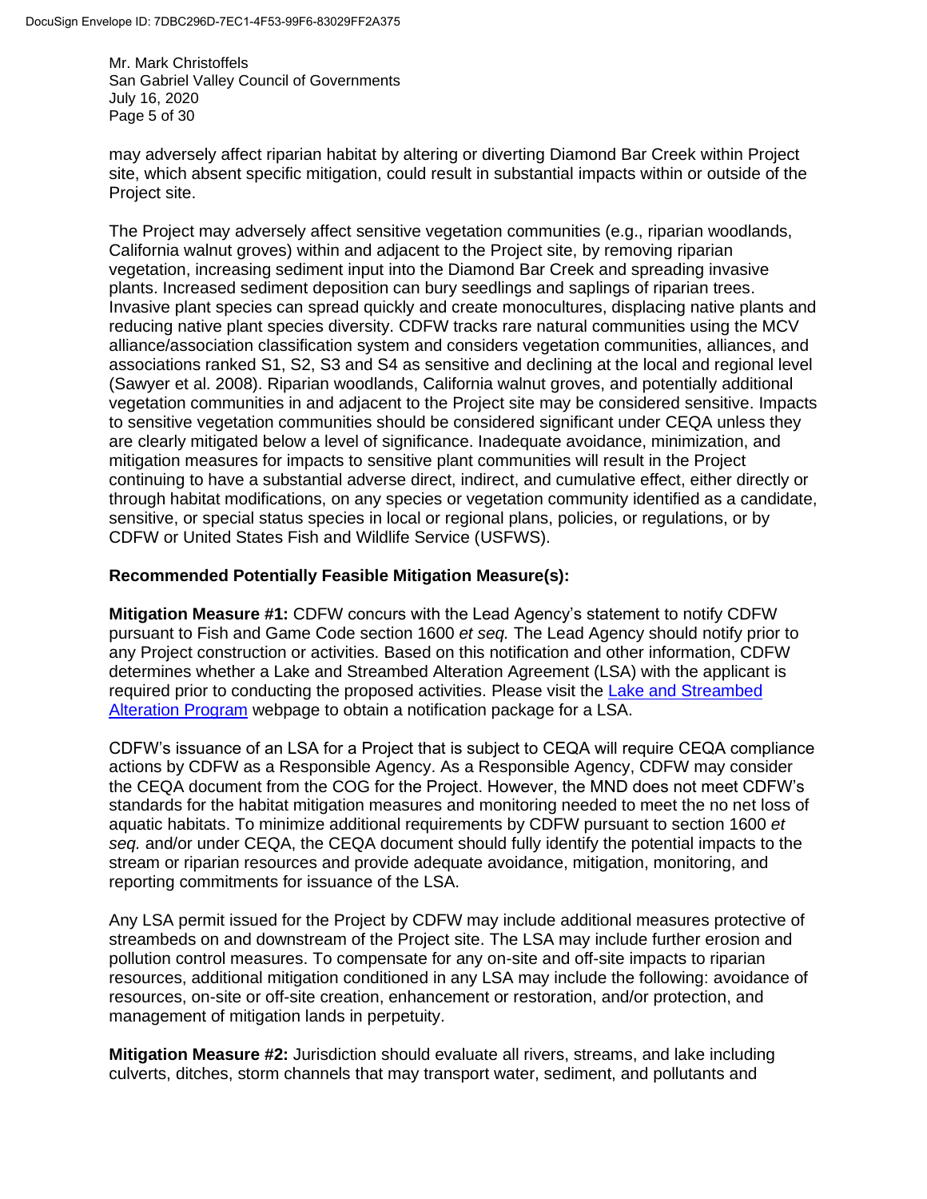may adversely affect riparian habitat by altering or diverting Diamond Bar Creek within Project site, which absent specific mitigation, could result in substantial impacts within or outside of the Project site.

The Project may adversely affect sensitive vegetation communities (e.g., riparian woodlands, California walnut groves) within and adjacent to the Project site, by removing riparian vegetation, increasing sediment input into the Diamond Bar Creek and spreading invasive plants. Increased sediment deposition can bury seedlings and saplings of riparian trees. Invasive plant species can spread quickly and create monocultures, displacing native plants and reducing native plant species diversity. CDFW tracks rare natural communities using the MCV alliance/association classification system and considers vegetation communities, alliances, and associations ranked S1, S2, S3 and S4 as sensitive and declining at the local and regional level (Sawyer et al. 2008). Riparian woodlands, California walnut groves, and potentially additional vegetation communities in and adjacent to the Project site may be considered sensitive. Impacts to sensitive vegetation communities should be considered significant under CEQA unless they are clearly mitigated below a level of significance. Inadequate avoidance, minimization, and mitigation measures for impacts to sensitive plant communities will result in the Project continuing to have a substantial adverse direct, indirect, and cumulative effect, either directly or through habitat modifications, on any species or vegetation community identified as a candidate, sensitive, or special status species in local or regional plans, policies, or regulations, or by CDFW or United States Fish and Wildlife Service (USFWS).

**Recommended Potentially Feasible Mitigation Measure(s):**

**Mitigation Measure #1:** CDFW concurs with the Lead Agency's statement to notify CDFW pursuant to Fish and Game Code section 1600 *et seq.* The Lead Agency should notify prior to any Project construction or activities. Based on this notification and other information, CDFW determines whether a Lake and Streambed Alteration Agreement (LSA) with the applicant is required prior to conducting the proposed activities. Please visit the Lake and Streambed Alteration Program webpage to obtain a notification package for a LSA.

CDFW's issuance of an LSA for a Project that is subject to CEQA will require CEQA compliance actions by CDFW as a Responsible Agency. As a Responsible Agency, CDFW may consider the CEQA document from the COG for the Project. However, the MND does not meet CDFW's standards for the habitat mitigation measures and monitoring needed to meet the no net loss of aquatic habitats. To minimize additional requirements by CDFW pursuant to section 1600 *et seq.* and/or under CEQA, the CEQA document should fully identify the potential impacts to the stream or riparian resources and provide adequate avoidance, mitigation, monitoring, and reporting commitments for issuance of the LSA.

Any LSA permit issued for the Project by CDFW may include additional measures protective of streambeds on and downstream of the Project site. The LSA may include further erosion and pollution control measures. To compensate for any on-site and off-site impacts to riparian resources, additional mitigation conditioned in any LSA may include the following: avoidance of resources, on-site or off-site creation, enhancement or restoration, and/or protection, and management of mitigation lands in perpetuity.

**Mitigation Measure #2:** Jurisdiction should evaluate all rivers, streams, and lake including culverts, ditches, storm channels that may transport water, sediment, and pollutants and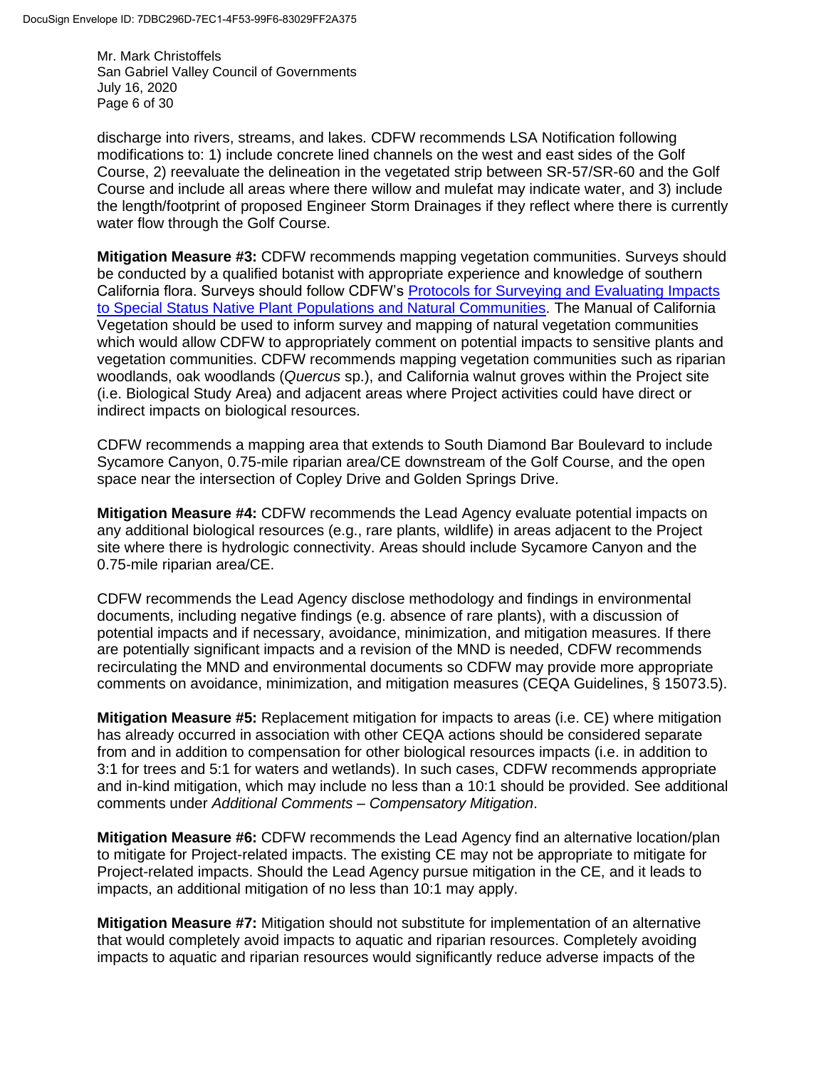discharge into rivers, streams, and lakes. CDFW recommends LSA Notification following modifications to: 1) include concrete lined channels on the west and east sides of the Golf Course, 2) reevaluate the delineation in the vegetated strip between SR-57/SR-60 and the Golf Course and include all areas where there willow and mulefat may indicate water, and 3) include the length/footprint of proposed Engineer Storm Drainages if they reflect where there is currently water flow through the Golf Course.

**Mitigation Measure #3:** CDFW recommends mapping vegetation communities. Surveys should be conducted by a qualified botanist with appropriate experience and knowledge of southern California flora. Surveys should follow CDFW's Protocols for Surveying and Evaluating Impacts to Special Status Native Plant Populations and Natural Communities. The Manual of California Vegetation should be used to inform survey and mapping of natural vegetation communities which would allow CDFW to appropriately comment on potential impacts to sensitive plants and vegetation communities. CDFW recommends mapping vegetation communities such as riparian woodlands, oak woodlands (*Quercus* sp.), and California walnut groves within the Project site (i.e. Biological Study Area) and adjacent areas where Project activities could have direct or indirect impacts on biological resources.

CDFW recommends a mapping area that extends to South Diamond Bar Boulevard to include Sycamore Canyon, 0.75-mile riparian area/CE downstream of the Golf Course, and the open space near the intersection of Copley Drive and Golden Springs Drive.

**Mitigation Measure #4:** CDFW recommends the Lead Agency evaluate potential impacts on any additional biological resources (e.g., rare plants, wildlife) in areas adjacent to the Project site where there is hydrologic connectivity. Areas should include Sycamore Canyon and the 0.75-mile riparian area/CE.

CDFW recommends the Lead Agency disclose methodology and findings in environmental documents, including negative findings (e.g. absence of rare plants), with a discussion of potential impacts and if necessary, avoidance, minimization, and mitigation measures. If there are potentially significant impacts and a revision of the MND is needed, CDFW recommends recirculating the MND and environmental documents so CDFW may provide more appropriate comments on avoidance, minimization, and mitigation measures (CEQA Guidelines, § 15073.5).

**Mitigation Measure #5:** Replacement mitigation for impacts to areas (i.e. CE) where mitigation has already occurred in association with other CEQA actions should be considered separate from and in addition to compensation for other biological resources impacts (i.e. in addition to 3:1 for trees and 5:1 for waters and wetlands). In such cases, CDFW recommends appropriate and in-kind mitigation, which may include no less than a 10:1 should be provided. See additional comments under *Additional Comments – Compensatory Mitigation*.

**Mitigation Measure #6:** CDFW recommends the Lead Agency find an alternative location/plan to mitigate for Project-related impacts. The existing CE may not be appropriate to mitigate for Project-related impacts. Should the Lead Agency pursue mitigation in the CE, and it leads to impacts, an additional mitigation of no less than 10:1 may apply.

**Mitigation Measure #7:** Mitigation should not substitute for implementation of an alternative that would completely avoid impacts to aquatic and riparian resources. Completely avoiding impacts to aquatic and riparian resources would significantly reduce adverse impacts of the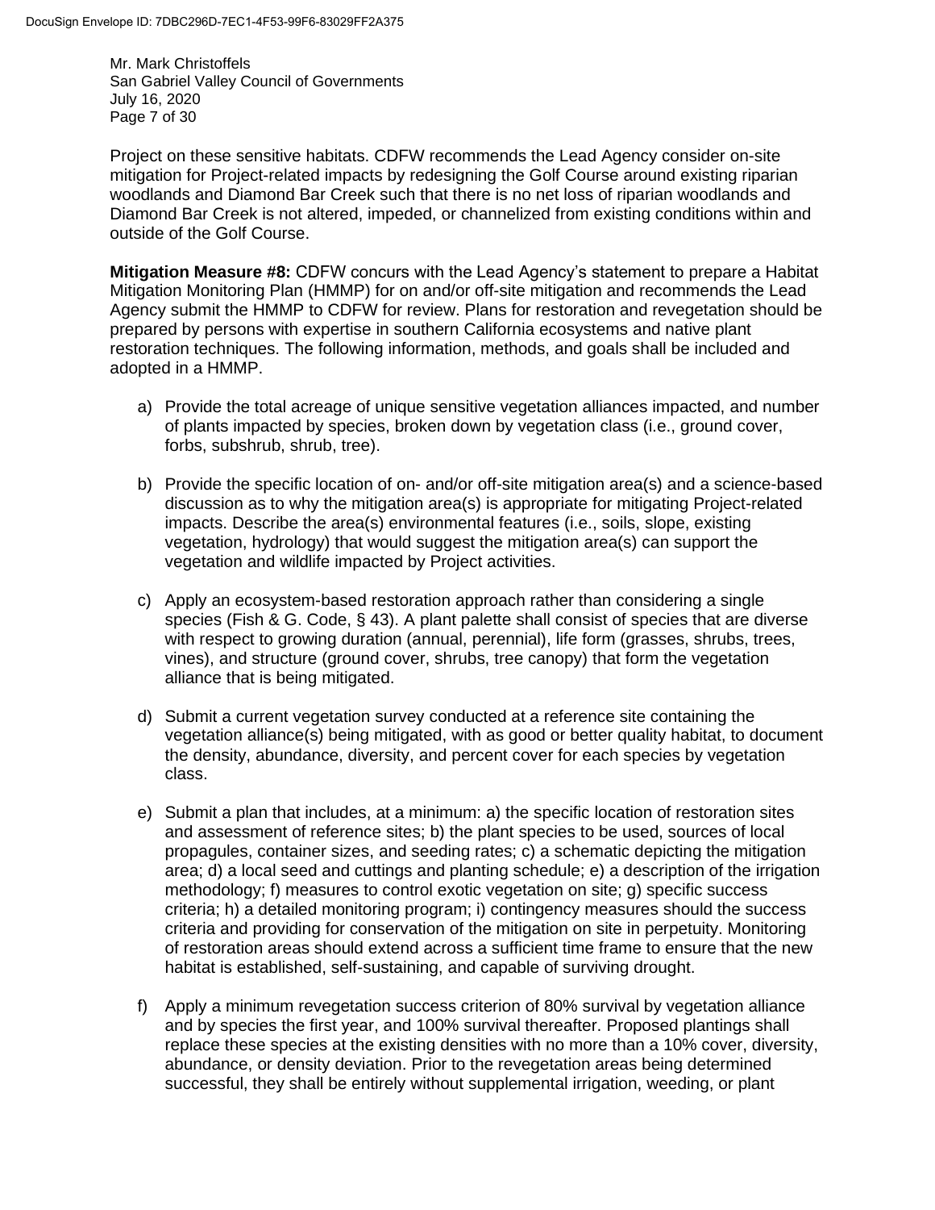Project on these sensitive habitats. CDFW recommends the Lead Agency consider on-site mitigation for Project-related impacts by redesigning the Golf Course around existing riparian woodlands and Diamond Bar Creek such that there is no net loss of riparian woodlands and Diamond Bar Creek is not altered, impeded, or channelized from existing conditions within and outside of the Golf Course.

**Mitigation Measure #8:** CDFW concurs with the Lead Agency's statement to prepare a Habitat Mitigation Monitoring Plan (HMMP) for on and/or off-site mitigation and recommends the Lead Agency submit the HMMP to CDFW for review. Plans for restoration and revegetation should be prepared by persons with expertise in southern California ecosystems and native plant restoration techniques. The following information, methods, and goals shall be included and adopted in a HMMP.

a) Provide the total acreage of unique sensitive vegetation alliances impacted, and number of plants impacted by species, broken down by vegetation class (i.e., ground cover, forbs, subshrub, shrub, tree).

b) Provide the specific location of on- and/or off-site mitigation area(s) and a science-based discussion as to why the mitigation area(s) is appropriate for mitigating Project-related impacts. Describe the area(s) environmental features (i.e., soils, slope, existing vegetation, hydrology) that would suggest the mitigation area(s) can support the vegetation and wildlife impacted by Project activities.

c) Apply an ecosystem-based restoration approach rather than considering a single species (Fish & G. Code, § 43). A plant palette shall consist of species that are diverse with respect to growing duration (annual, perennial), life form (grasses, shrubs, trees, vines), and structure (ground cover, shrubs, tree canopy) that form the vegetation alliance that is being mitigated.

d) Submit a current vegetation survey conducted at a reference site containing the vegetation alliance(s) being mitigated, with as good or better quality habitat, to document the density, abundance, diversity, and percent cover for each species by vegetation class.

e) Submit a plan that includes, at a minimum: a) the specific location of restoration sites and assessment of reference sites; b) the plant species to be used, sources of local propagules, container sizes, and seeding rates; c) a schematic depicting the mitigation area; d) a local seed and cuttings and planting schedule; e) a description of the irrigation methodology; f) measures to control exotic vegetation on site; g) specific success criteria; h) a detailed monitoring program; i) contingency measures should the success criteria and providing for conservation of the mitigation on site in perpetuity. Monitoring of restoration areas should extend across a sufficient time frame to ensure that the new habitat is established, self-sustaining, and capable of surviving drought.

f) Apply a minimum revegetation success criterion of 80% survival by vegetation alliance and by species the first year, and 100% survival thereafter. Proposed plantings shall replace these species at the existing densities with no more than a 10% cover, diversity, abundance, or density deviation. Prior to the revegetation areas being determined successful, they shall be entirely without supplemental irrigation, weeding, or plant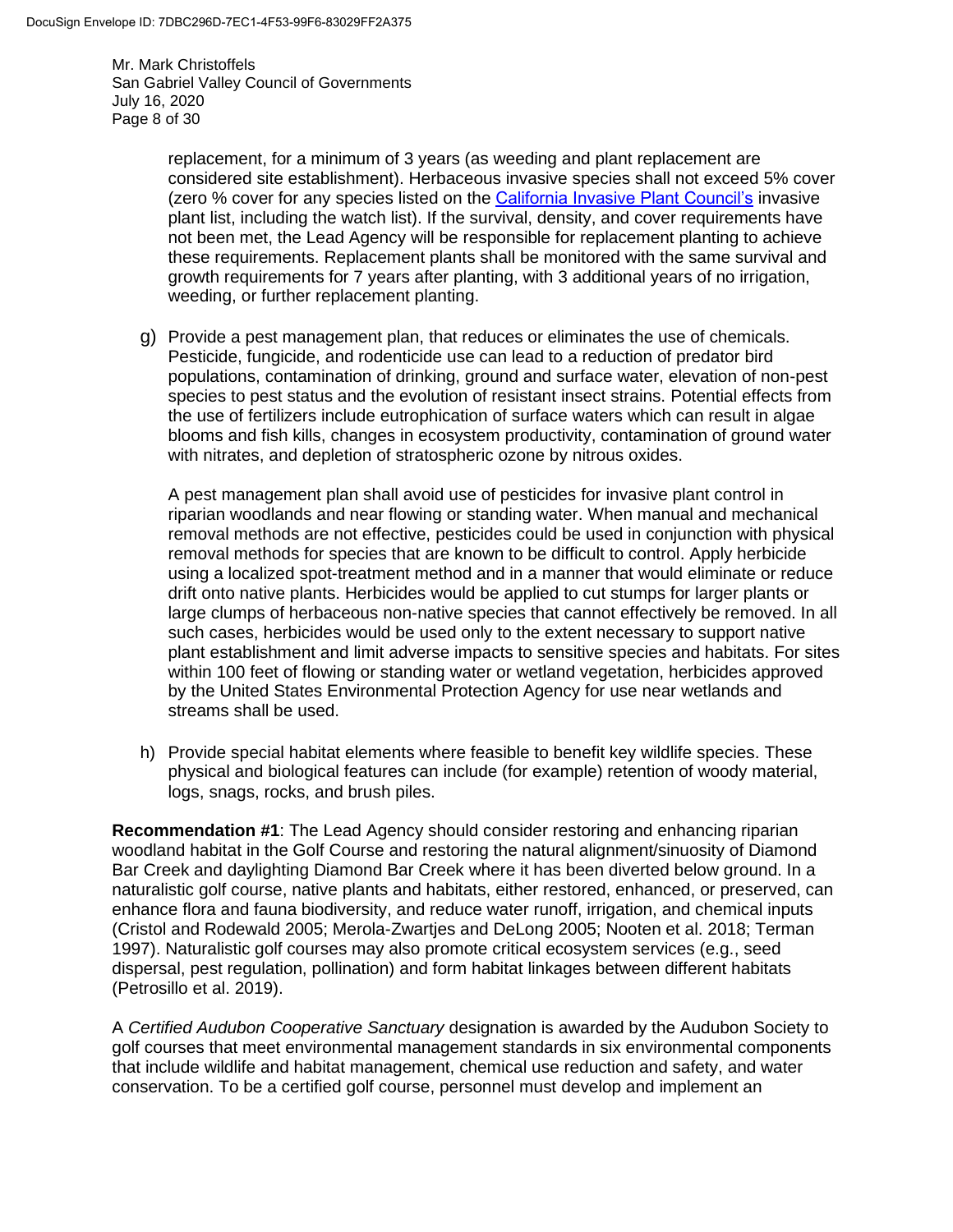replacement, for a minimum of 3 years (as weeding and plant replacement are considered site establishment). Herbaceous invasive species shall not exceed 5% cover (zero % cover for any species listed on the California Invasive Plant Council's invasive plant list, including the watch list). If the survival, density, and cover requirements have not been met, the Lead Agency will be responsible for replacement planting to achieve these requirements. Replacement plants shall be monitored with the same survival and growth requirements for 7 years after planting, with 3 additional years of no irrigation, weeding, or further replacement planting.

g) Provide a pest management plan, that reduces or eliminates the use of chemicals. Pesticide, fungicide, and rodenticide use can lead to a reduction of predator bird populations, contamination of drinking, ground and surface water, elevation of non-pest species to pest status and the evolution of resistant insect strains. Potential effects from the use of fertilizers include eutrophication of surface waters which can result in algae blooms and fish kills, changes in ecosystem productivity, contamination of ground water with nitrates, and depletion of stratospheric ozone by nitrous oxides.

   A pest management plan shall avoid use of pesticides for invasive plant control in riparian woodlands and near flowing or standing water. When manual and mechanical removal methods are not effective, pesticides could be used in conjunction with physical removal methods for species that are known to be difficult to control. Apply herbicide using a localized spot-treatment method and in a manner that would eliminate or reduce drift onto native plants. Herbicides would be applied to cut stumps for larger plants or large clumps of herbaceous non-native species that cannot effectively be removed. In all such cases, herbicides would be used only to the extent necessary to support native plant establishment and limit adverse impacts to sensitive species and habitats. For sites within 100 feet of flowing or standing water or wetland vegetation, herbicides approved by the United States Environmental Protection Agency for use near wetlands and streams shall be used.

h) Provide special habitat elements where feasible to benefit key wildlife species. These physical and biological features can include (for example) retention of woody material, logs, snags, rocks, and brush piles.

**Recommendation #1**: The Lead Agency should consider restoring and enhancing riparian woodland habitat in the Golf Course and restoring the natural alignment/sinuosity of Diamond Bar Creek and daylighting Diamond Bar Creek where it has been diverted below ground. In a naturalistic golf course, native plants and habitats, either restored, enhanced, or preserved, can enhance flora and fauna biodiversity, and reduce water runoff, irrigation, and chemical inputs (Cristol and Rodewald 2005; Merola-Zwartjes and DeLong 2005; Nooten et al. 2018; Terman 1997). Naturalistic golf courses may also promote critical ecosystem services (e.g., seed dispersal, pest regulation, pollination) and form habitat linkages between different habitats (Petrosillo et al. 2019).

A *Certified Audubon Cooperative Sanctuary* designation is awarded by the Audubon Society to golf courses that meet environmental management standards in six environmental components that include wildlife and habitat management, chemical use reduction and safety, and water conservation. To be a certified golf course, personnel must develop and implement an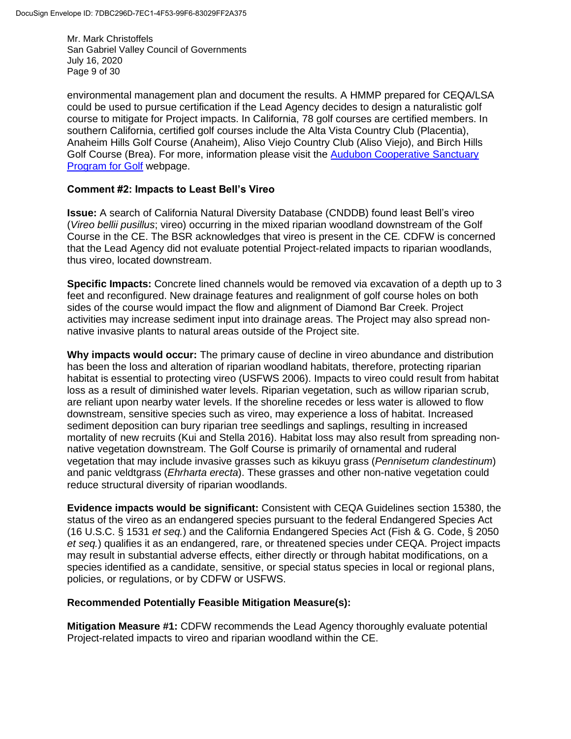environmental management plan and document the results. A HMMP prepared for CEQA/LSA could be used to pursue certification if the Lead Agency decides to design a naturalistic golf course to mitigate for Project impacts. In California, 78 golf courses are certified members. In southern California, certified golf courses include the Alta Vista Country Club (Placentia), Anaheim Hills Golf Course (Anaheim), Aliso Viejo Country Club (Aliso Viejo), and Birch Hills Golf Course (Brea). For more, information please visit the [Audubon Cooperative Sanctuary Program for Golf]() webpage.

**Comment #2: Impacts to Least Bell's Vireo**

**Issue:** A search of California Natural Diversity Database (CNDDB) found least Bell's vireo (*Vireo bellii pusillus*; vireo) occurring in the mixed riparian woodland downstream of the Golf Course in the CE. The BSR acknowledges that vireo is present in the CE*.* CDFW is concerned that the Lead Agency did not evaluate potential Project-related impacts to riparian woodlands, thus vireo, located downstream.

**Specific Impacts:** Concrete lined channels would be removed via excavation of a depth up to 3 feet and reconfigured. New drainage features and realignment of golf course holes on both sides of the course would impact the flow and alignment of Diamond Bar Creek. Project activities may increase sediment input into drainage areas. The Project may also spread non-native invasive plants to natural areas outside of the Project site.

**Why impacts would occur:** The primary cause of decline in vireo abundance and distribution has been the loss and alteration of riparian woodland habitats, therefore, protecting riparian habitat is essential to protecting vireo (USFWS 2006). Impacts to vireo could result from habitat loss as a result of diminished water levels. Riparian vegetation, such as willow riparian scrub, are reliant upon nearby water levels. If the shoreline recedes or less water is allowed to flow downstream, sensitive species such as vireo, may experience a loss of habitat. Increased sediment deposition can bury riparian tree seedlings and saplings, resulting in increased mortality of new recruits (Kui and Stella 2016). Habitat loss may also result from spreading non-native vegetation downstream. The Golf Course is primarily of ornamental and ruderal vegetation that may include invasive grasses such as kikuyu grass (*Pennisetum clandestinum*) and panic veldtgrass (*Ehrharta erecta*). These grasses and other non-native vegetation could reduce structural diversity of riparian woodlands.

**Evidence impacts would be significant:** Consistent with CEQA Guidelines section 15380, the status of the vireo as an endangered species pursuant to the federal Endangered Species Act (16 U.S.C. § 1531 *et seq.*) and the California Endangered Species Act (Fish & G. Code, § 2050 *et seq.*) qualifies it as an endangered, rare, or threatened species under CEQA. Project impacts may result in substantial adverse effects, either directly or through habitat modifications, on a species identified as a candidate, sensitive, or special status species in local or regional plans, policies, or regulations, or by CDFW or USFWS.

**Recommended Potentially Feasible Mitigation Measure(s):**

**Mitigation Measure #1:** CDFW recommends the Lead Agency thoroughly evaluate potential Project-related impacts to vireo and riparian woodland within the CE.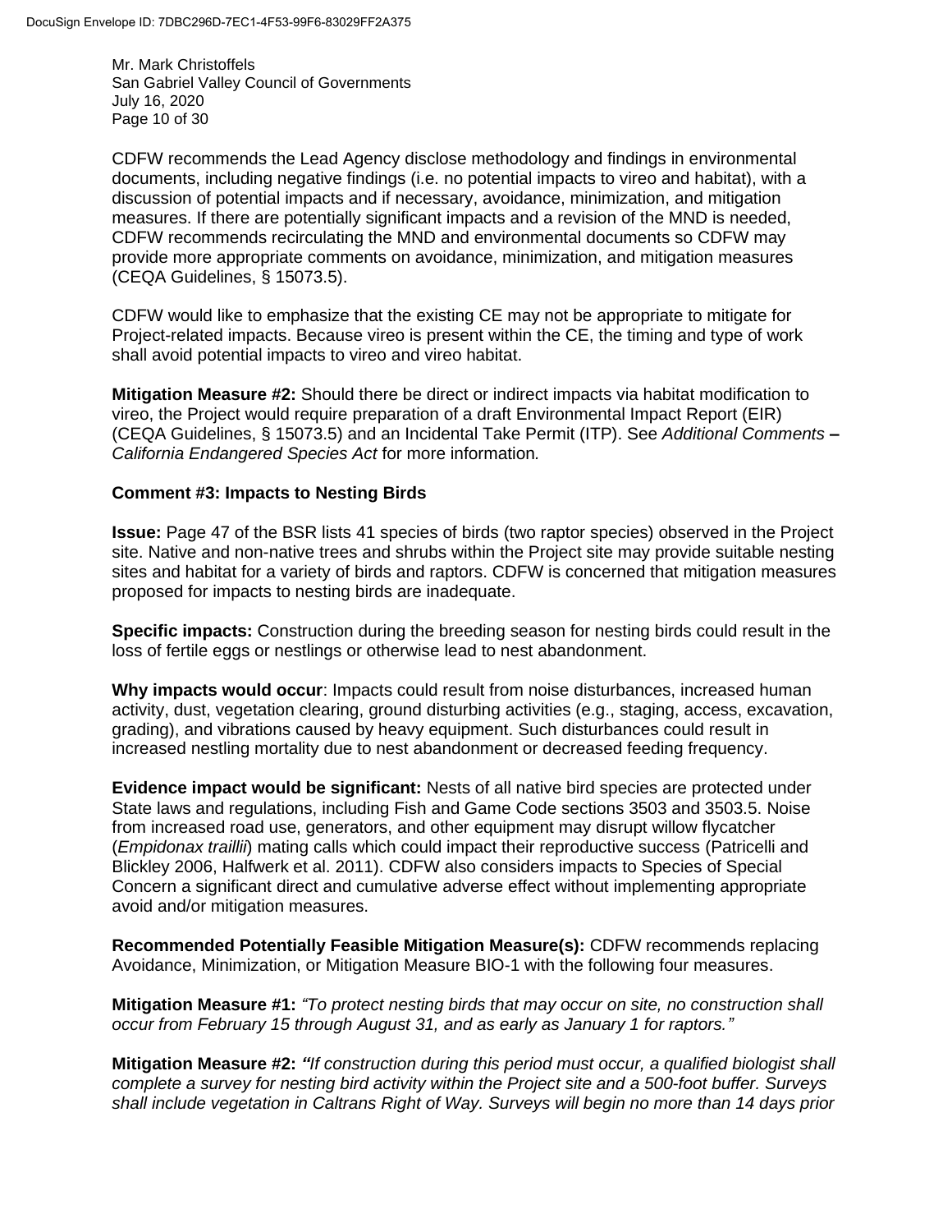CDFW recommends the Lead Agency disclose methodology and findings in environmental documents, including negative findings (i.e. no potential impacts to vireo and habitat), with a discussion of potential impacts and if necessary, avoidance, minimization, and mitigation measures. If there are potentially significant impacts and a revision of the MND is needed, CDFW recommends recirculating the MND and environmental documents so CDFW may provide more appropriate comments on avoidance, minimization, and mitigation measures (CEQA Guidelines, § 15073.5).

CDFW would like to emphasize that the existing CE may not be appropriate to mitigate for Project-related impacts. Because vireo is present within the CE, the timing and type of work shall avoid potential impacts to vireo and vireo habitat.

**Mitigation Measure #2:** Should there be direct or indirect impacts via habitat modification to vireo, the Project would require preparation of a draft Environmental Impact Report (EIR) (CEQA Guidelines, § 15073.5) and an Incidental Take Permit (ITP). See *Additional Comments* **–** *California Endangered Species Act* for more information*.*

**Comment #3: Impacts to Nesting Birds**

**Issue:** Page 47 of the BSR lists 41 species of birds (two raptor species) observed in the Project site. Native and non-native trees and shrubs within the Project site may provide suitable nesting sites and habitat for a variety of birds and raptors. CDFW is concerned that mitigation measures proposed for impacts to nesting birds are inadequate.

**Specific impacts:** Construction during the breeding season for nesting birds could result in the loss of fertile eggs or nestlings or otherwise lead to nest abandonment.

**Why impacts would occur**: Impacts could result from noise disturbances, increased human activity, dust, vegetation clearing, ground disturbing activities (e.g., staging, access, excavation, grading), and vibrations caused by heavy equipment. Such disturbances could result in increased nestling mortality due to nest abandonment or decreased feeding frequency.

**Evidence impact would be significant:** Nests of all native bird species are protected under State laws and regulations, including Fish and Game Code sections 3503 and 3503.5. Noise from increased road use, generators, and other equipment may disrupt willow flycatcher (*Empidonax traillii*) mating calls which could impact their reproductive success (Patricelli and Blickley 2006, Halfwerk et al. 2011). CDFW also considers impacts to Species of Special Concern a significant direct and cumulative adverse effect without implementing appropriate avoid and/or mitigation measures.

**Recommended Potentially Feasible Mitigation Measure(s):** CDFW recommends replacing Avoidance, Minimization, or Mitigation Measure BIO-1 with the following four measures.

**Mitigation Measure #1:** *"To protect nesting birds that may occur on site, no construction shall occur from February 15 through August 31, and as early as January 1 for raptors."*

**Mitigation Measure #2:** ***"****If construction during this period must occur, a qualified biologist shall complete a survey for nesting bird activity within the Project site and a 500-foot buffer. Surveys shall include vegetation in Caltrans Right of Way. Surveys will begin no more than 14 days prior*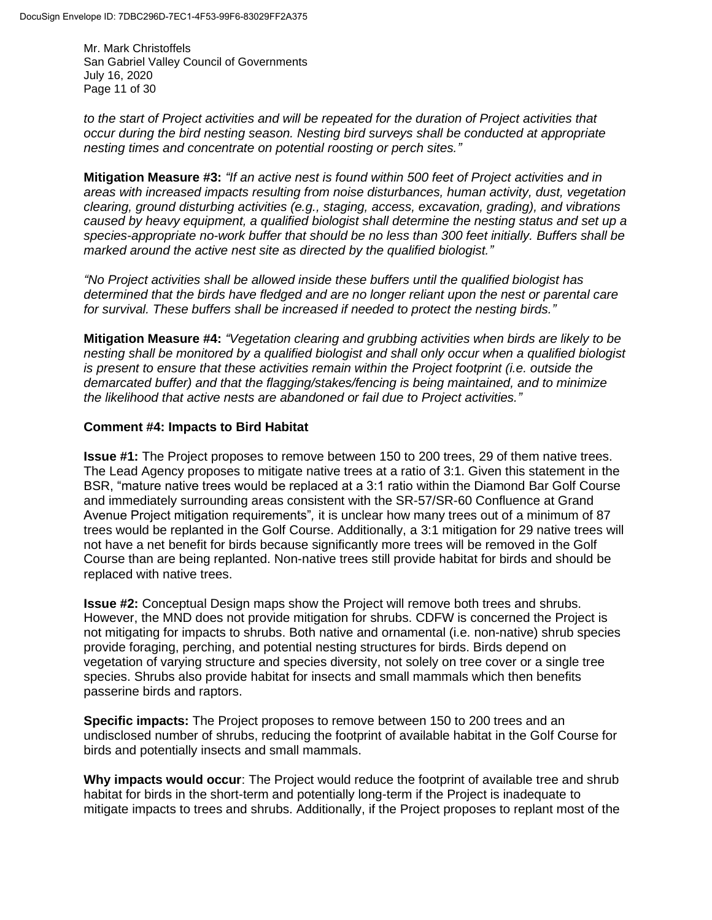*to the start of Project activities and will be repeated for the duration of Project activities that occur during the bird nesting season. Nesting bird surveys shall be conducted at appropriate nesting times and concentrate on potential roosting or perch sites."*

**Mitigation Measure #3:** *"If an active nest is found within 500 feet of Project activities and in areas with increased impacts resulting from noise disturbances, human activity, dust, vegetation clearing, ground disturbing activities (e.g., staging, access, excavation, grading), and vibrations caused by heavy equipment, a qualified biologist shall determine the nesting status and set up a species-appropriate no-work buffer that should be no less than 300 feet initially. Buffers shall be marked around the active nest site as directed by the qualified biologist."*

*"No Project activities shall be allowed inside these buffers until the qualified biologist has determined that the birds have fledged and are no longer reliant upon the nest or parental care for survival. These buffers shall be increased if needed to protect the nesting birds."*

**Mitigation Measure #4:** *"Vegetation clearing and grubbing activities when birds are likely to be nesting shall be monitored by a qualified biologist and shall only occur when a qualified biologist is present to ensure that these activities remain within the Project footprint (i.e. outside the demarcated buffer) and that the flagging/stakes/fencing is being maintained, and to minimize the likelihood that active nests are abandoned or fail due to Project activities."*

**Comment #4: Impacts to Bird Habitat**

**Issue #1:** The Project proposes to remove between 150 to 200 trees, 29 of them native trees. The Lead Agency proposes to mitigate native trees at a ratio of 3:1. Given this statement in the BSR, "mature native trees would be replaced at a 3:1 ratio within the Diamond Bar Golf Course and immediately surrounding areas consistent with the SR-57/SR-60 Confluence at Grand Avenue Project mitigation requirements", it is unclear how many trees out of a minimum of 87 trees would be replanted in the Golf Course. Additionally, a 3:1 mitigation for 29 native trees will not have a net benefit for birds because significantly more trees will be removed in the Golf Course than are being replanted. Non-native trees still provide habitat for birds and should be replaced with native trees.

**Issue #2:** Conceptual Design maps show the Project will remove both trees and shrubs. However, the MND does not provide mitigation for shrubs. CDFW is concerned the Project is not mitigating for impacts to shrubs. Both native and ornamental (i.e. non-native) shrub species provide foraging, perching, and potential nesting structures for birds. Birds depend on vegetation of varying structure and species diversity, not solely on tree cover or a single tree species. Shrubs also provide habitat for insects and small mammals which then benefits passerine birds and raptors.

**Specific impacts:** The Project proposes to remove between 150 to 200 trees and an undisclosed number of shrubs, reducing the footprint of available habitat in the Golf Course for birds and potentially insects and small mammals.

**Why impacts would occur**: The Project would reduce the footprint of available tree and shrub habitat for birds in the short-term and potentially long-term if the Project is inadequate to mitigate impacts to trees and shrubs. Additionally, if the Project proposes to replant most of the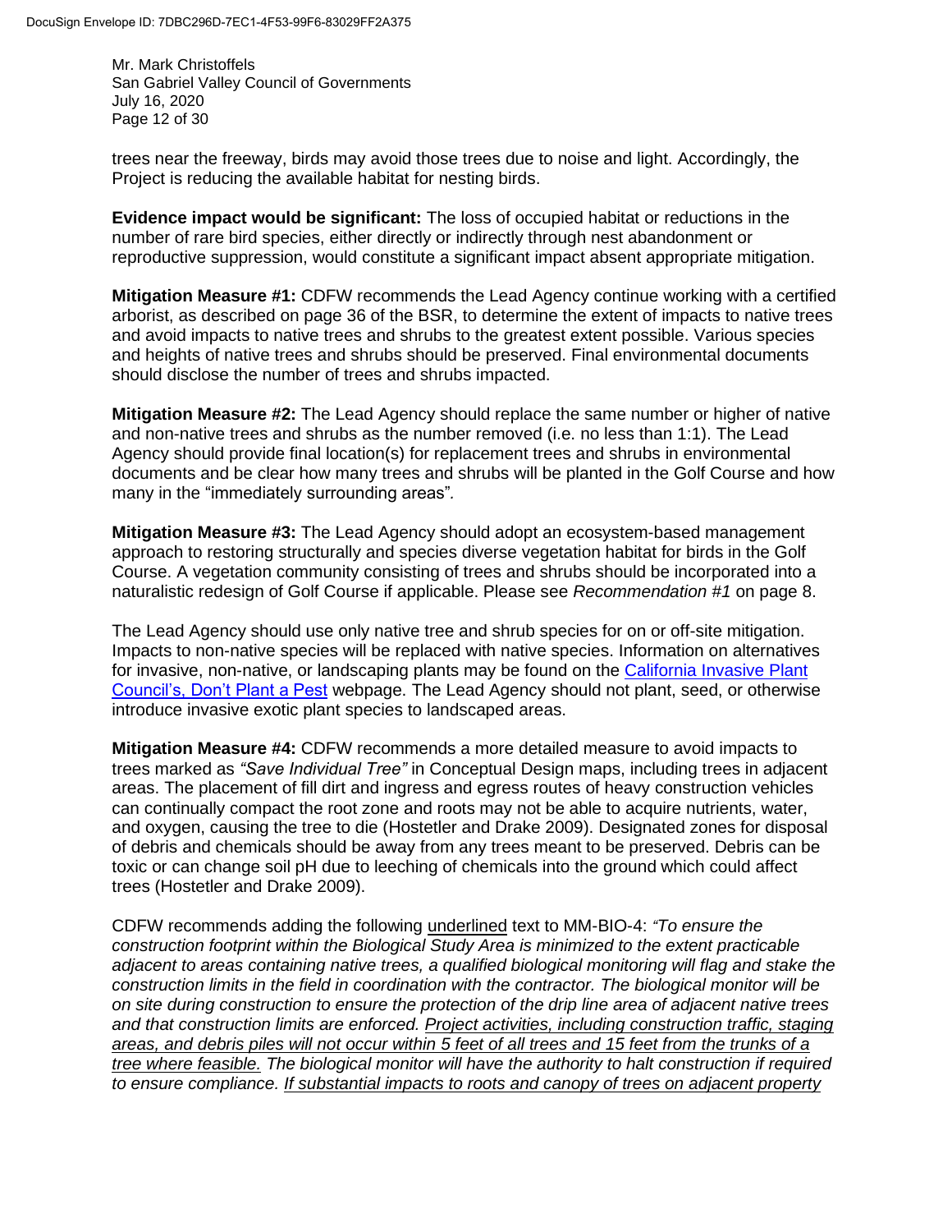trees near the freeway, birds may avoid those trees due to noise and light. Accordingly, the Project is reducing the available habitat for nesting birds.

**Evidence impact would be significant:** The loss of occupied habitat or reductions in the number of rare bird species, either directly or indirectly through nest abandonment or reproductive suppression, would constitute a significant impact absent appropriate mitigation.

**Mitigation Measure #1:** CDFW recommends the Lead Agency continue working with a certified arborist, as described on page 36 of the BSR, to determine the extent of impacts to native trees and avoid impacts to native trees and shrubs to the greatest extent possible. Various species and heights of native trees and shrubs should be preserved. Final environmental documents should disclose the number of trees and shrubs impacted.

**Mitigation Measure #2:** The Lead Agency should replace the same number or higher of native and non-native trees and shrubs as the number removed (i.e. no less than 1:1). The Lead Agency should provide final location(s) for replacement trees and shrubs in environmental documents and be clear how many trees and shrubs will be planted in the Golf Course and how many in the "immediately surrounding areas".

**Mitigation Measure #3:** The Lead Agency should adopt an ecosystem-based management approach to restoring structurally and species diverse vegetation habitat for birds in the Golf Course. A vegetation community consisting of trees and shrubs should be incorporated into a naturalistic redesign of Golf Course if applicable. Please see *Recommendation #1* on page 8.

The Lead Agency should use only native tree and shrub species for on or off-site mitigation. Impacts to non-native species will be replaced with native species. Information on alternatives for invasive, non-native, or landscaping plants may be found on the California Invasive Plant Council's, Don't Plant a Pest webpage. The Lead Agency should not plant, seed, or otherwise introduce invasive exotic plant species to landscaped areas.

**Mitigation Measure #4:** CDFW recommends a more detailed measure to avoid impacts to trees marked as *"Save Individual Tree"* in Conceptual Design maps, including trees in adjacent areas. The placement of fill dirt and ingress and egress routes of heavy construction vehicles can continually compact the root zone and roots may not be able to acquire nutrients, water, and oxygen, causing the tree to die (Hostetler and Drake 2009). Designated zones for disposal of debris and chemicals should be away from any trees meant to be preserved. Debris can be toxic or can change soil pH due to leeching of chemicals into the ground which could affect trees (Hostetler and Drake 2009).

CDFW recommends adding the following <u>underlined</u> text to MM-BIO-4: *"To ensure the construction footprint within the Biological Study Area is minimized to the extent practicable adjacent to areas containing native trees, a qualified biological monitoring will flag and stake the construction limits in the field in coordination with the contractor. The biological monitor will be on site during construction to ensure the protection of the drip line area of adjacent native trees and that construction limits are enforced. <u>Project activities, including construction traffic, staging areas, and debris piles will not occur within 5 feet of all trees and 15 feet from the trunks of a tree where feasible.</u> The biological monitor will have the authority to halt construction if required to ensure compliance. <u>If substantial impacts to roots and canopy of trees on adjacent property</u>*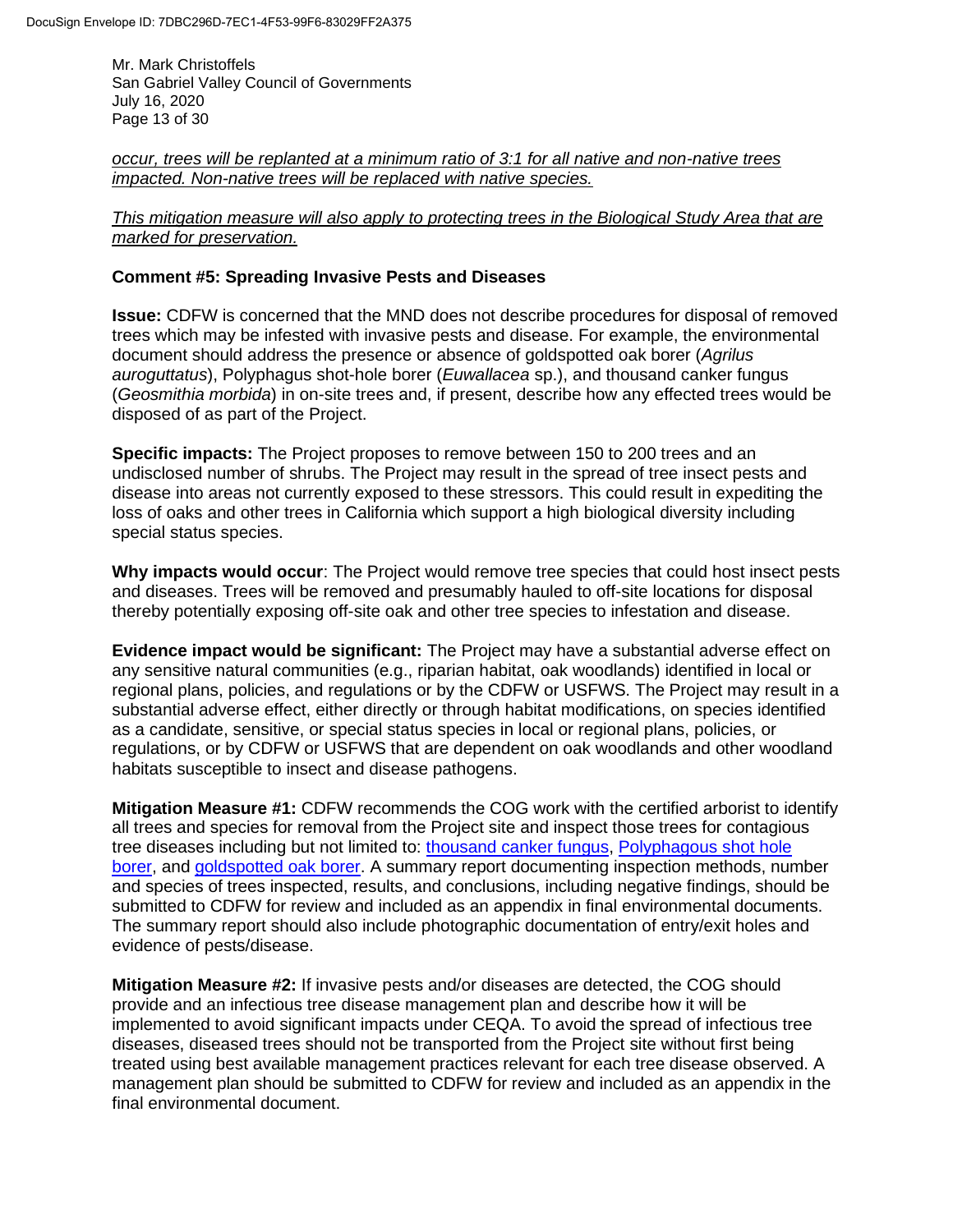*occur, trees will be replanted at a minimum ratio of 3:1 for all native and non-native trees impacted. Non-native trees will be replaced with native species.*

*This mitigation measure will also apply to protecting trees in the Biological Study Area that are marked for preservation.*

**Comment #5: Spreading Invasive Pests and Diseases**

**Issue:** CDFW is concerned that the MND does not describe procedures for disposal of removed trees which may be infested with invasive pests and disease. For example, the environmental document should address the presence or absence of goldspotted oak borer (*Agrilus auroguttatus*), Polyphagus shot-hole borer (*Euwallacea* sp.), and thousand canker fungus (*Geosmithia morbida*) in on-site trees and, if present, describe how any effected trees would be disposed of as part of the Project.

**Specific impacts:** The Project proposes to remove between 150 to 200 trees and an undisclosed number of shrubs. The Project may result in the spread of tree insect pests and disease into areas not currently exposed to these stressors. This could result in expediting the loss of oaks and other trees in California which support a high biological diversity including special status species.

**Why impacts would occur**: The Project would remove tree species that could host insect pests and diseases. Trees will be removed and presumably hauled to off-site locations for disposal thereby potentially exposing off-site oak and other tree species to infestation and disease.

**Evidence impact would be significant:** The Project may have a substantial adverse effect on any sensitive natural communities (e.g., riparian habitat, oak woodlands) identified in local or regional plans, policies, and regulations or by the CDFW or USFWS. The Project may result in a substantial adverse effect, either directly or through habitat modifications, on species identified as a candidate, sensitive, or special status species in local or regional plans, policies, or regulations, or by CDFW or USFWS that are dependent on oak woodlands and other woodland habitats susceptible to insect and disease pathogens.

**Mitigation Measure #1:** CDFW recommends the COG work with the certified arborist to identify all trees and species for removal from the Project site and inspect those trees for contagious tree diseases including but not limited to: thousand canker fungus, Polyphagous shot hole borer, and goldspotted oak borer. A summary report documenting inspection methods, number and species of trees inspected, results, and conclusions, including negative findings, should be submitted to CDFW for review and included as an appendix in final environmental documents. The summary report should also include photographic documentation of entry/exit holes and evidence of pests/disease.

**Mitigation Measure #2:** If invasive pests and/or diseases are detected, the COG should provide and an infectious tree disease management plan and describe how it will be implemented to avoid significant impacts under CEQA. To avoid the spread of infectious tree diseases, diseased trees should not be transported from the Project site without first being treated using best available management practices relevant for each tree disease observed. A management plan should be submitted to CDFW for review and included as an appendix in the final environmental document.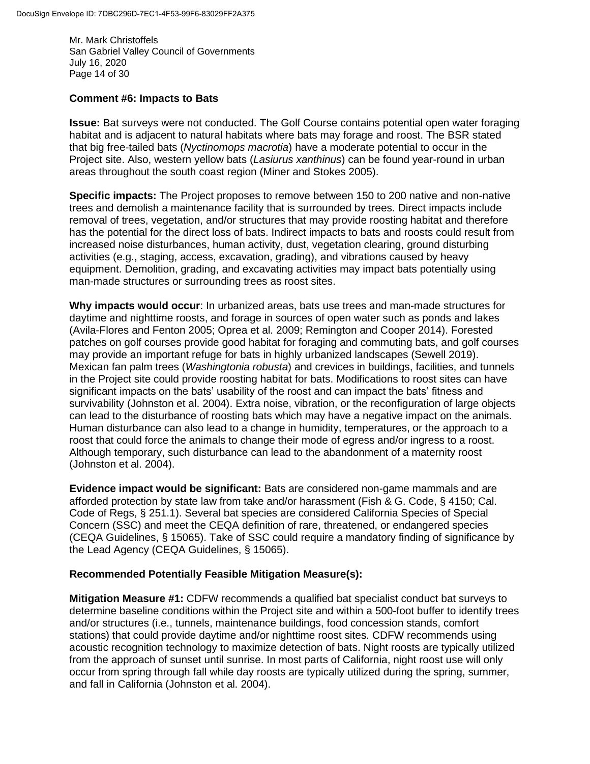Mr. Mark Christoffels
San Gabriel Valley Council of Governments
July 16, 2020

**Comment #6: Impacts to Bats**

**Issue:** Bat surveys were not conducted. The Golf Course contains potential open water foraging habitat and is adjacent to natural habitats where bats may forage and roost. The BSR stated that big free-tailed bats (*Nyctinomops macrotia*) have a moderate potential to occur in the Project site. Also, western yellow bats (*Lasiurus xanthinus*) can be found year-round in urban areas throughout the south coast region (Miner and Stokes 2005).

**Specific impacts:** The Project proposes to remove between 150 to 200 native and non-native trees and demolish a maintenance facility that is surrounded by trees. Direct impacts include removal of trees, vegetation, and/or structures that may provide roosting habitat and therefore has the potential for the direct loss of bats. Indirect impacts to bats and roosts could result from increased noise disturbances, human activity, dust, vegetation clearing, ground disturbing activities (e.g., staging, access, excavation, grading), and vibrations caused by heavy equipment. Demolition, grading, and excavating activities may impact bats potentially using man-made structures or surrounding trees as roost sites.

**Why impacts would occur**: In urbanized areas, bats use trees and man-made structures for daytime and nighttime roosts, and forage in sources of open water such as ponds and lakes (Avila-Flores and Fenton 2005; Oprea et al. 2009; Remington and Cooper 2014). Forested patches on golf courses provide good habitat for foraging and commuting bats, and golf courses may provide an important refuge for bats in highly urbanized landscapes (Sewell 2019). Mexican fan palm trees (*Washingtonia robusta*) and crevices in buildings, facilities, and tunnels in the Project site could provide roosting habitat for bats. Modifications to roost sites can have significant impacts on the bats' usability of the roost and can impact the bats' fitness and survivability (Johnston et al. 2004). Extra noise, vibration, or the reconfiguration of large objects can lead to the disturbance of roosting bats which may have a negative impact on the animals. Human disturbance can also lead to a change in humidity, temperatures, or the approach to a roost that could force the animals to change their mode of egress and/or ingress to a roost. Although temporary, such disturbance can lead to the abandonment of a maternity roost (Johnston et al. 2004).

**Evidence impact would be significant:** Bats are considered non-game mammals and are afforded protection by state law from take and/or harassment (Fish & G. Code, § 4150; Cal. Code of Regs, § 251.1). Several bat species are considered California Species of Special Concern (SSC) and meet the CEQA definition of rare, threatened, or endangered species (CEQA Guidelines, § 15065). Take of SSC could require a mandatory finding of significance by the Lead Agency (CEQA Guidelines, § 15065).

**Recommended Potentially Feasible Mitigation Measure(s):**

**Mitigation Measure #1:** CDFW recommends a qualified bat specialist conduct bat surveys to determine baseline conditions within the Project site and within a 500-foot buffer to identify trees and/or structures (i.e., tunnels, maintenance buildings, food concession stands, comfort stations) that could provide daytime and/or nighttime roost sites. CDFW recommends using acoustic recognition technology to maximize detection of bats. Night roosts are typically utilized from the approach of sunset until sunrise. In most parts of California, night roost use will only occur from spring through fall while day roosts are typically utilized during the spring, summer, and fall in California (Johnston et al. 2004).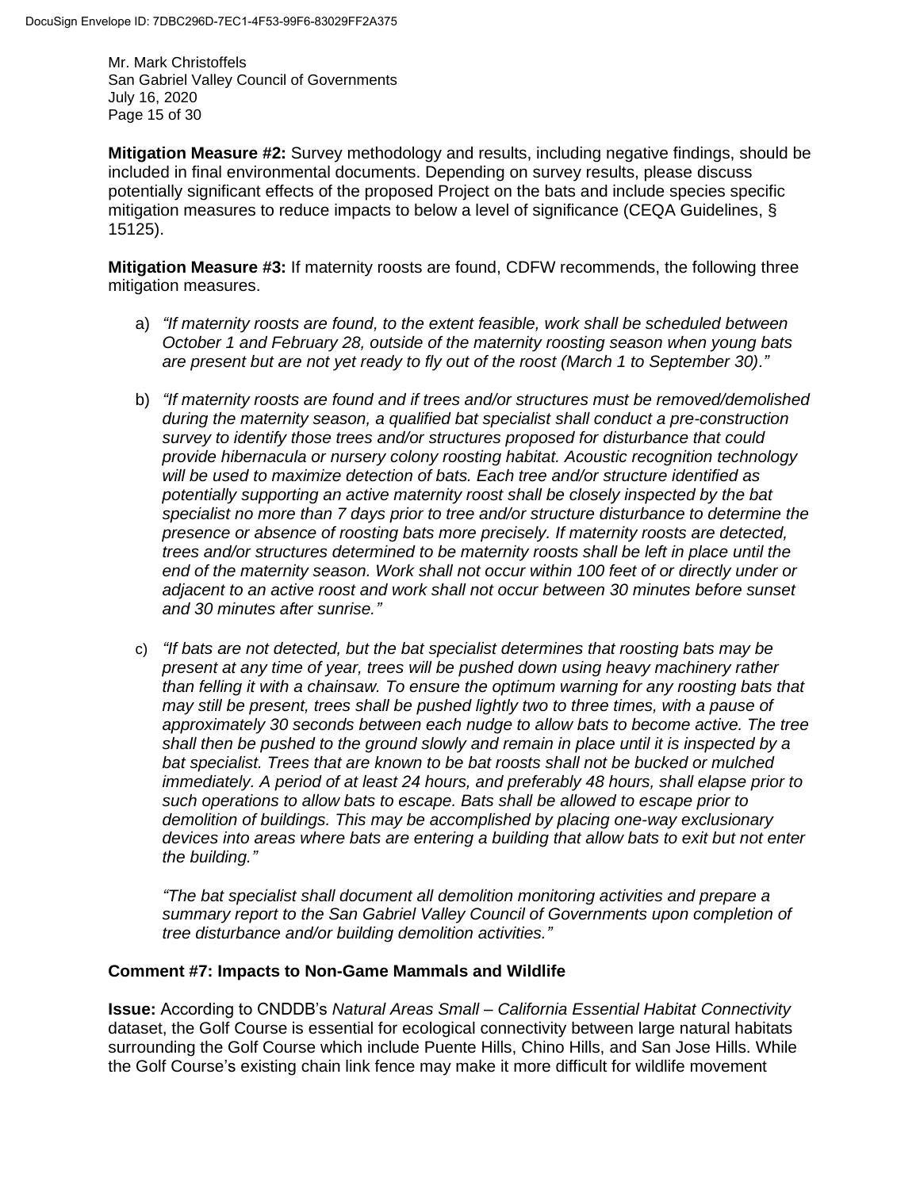**Mitigation Measure #2:** Survey methodology and results, including negative findings, should be included in final environmental documents. Depending on survey results, please discuss potentially significant effects of the proposed Project on the bats and include species specific mitigation measures to reduce impacts to below a level of significance (CEQA Guidelines, § 15125).

**Mitigation Measure #3:** If maternity roosts are found, CDFW recommends, the following three mitigation measures.

a) *"If maternity roosts are found, to the extent feasible, work shall be scheduled between October 1 and February 28, outside of the maternity roosting season when young bats are present but are not yet ready to fly out of the roost (March 1 to September 30)."*

b) *"If maternity roosts are found and if trees and/or structures must be removed/demolished during the maternity season, a qualified bat specialist shall conduct a pre-construction survey to identify those trees and/or structures proposed for disturbance that could provide hibernacula or nursery colony roosting habitat. Acoustic recognition technology will be used to maximize detection of bats. Each tree and/or structure identified as potentially supporting an active maternity roost shall be closely inspected by the bat specialist no more than 7 days prior to tree and/or structure disturbance to determine the presence or absence of roosting bats more precisely. If maternity roosts are detected, trees and/or structures determined to be maternity roosts shall be left in place until the end of the maternity season. Work shall not occur within 100 feet of or directly under or adjacent to an active roost and work shall not occur between 30 minutes before sunset and 30 minutes after sunrise."*

c) *"If bats are not detected, but the bat specialist determines that roosting bats may be present at any time of year, trees will be pushed down using heavy machinery rather than felling it with a chainsaw. To ensure the optimum warning for any roosting bats that may still be present, trees shall be pushed lightly two to three times, with a pause of approximately 30 seconds between each nudge to allow bats to become active. The tree shall then be pushed to the ground slowly and remain in place until it is inspected by a bat specialist. Trees that are known to be bat roosts shall not be bucked or mulched immediately. A period of at least 24 hours, and preferably 48 hours, shall elapse prior to such operations to allow bats to escape. Bats shall be allowed to escape prior to demolition of buildings. This may be accomplished by placing one-way exclusionary devices into areas where bats are entering a building that allow bats to exit but not enter the building."*

*"The bat specialist shall document all demolition monitoring activities and prepare a summary report to the San Gabriel Valley Council of Governments upon completion of tree disturbance and/or building demolition activities."*

**Comment #7: Impacts to Non-Game Mammals and Wildlife**

**Issue:** According to CNDDB's *Natural Areas Small – California Essential Habitat Connectivity* dataset, the Golf Course is essential for ecological connectivity between large natural habitats surrounding the Golf Course which include Puente Hills, Chino Hills, and San Jose Hills. While the Golf Course's existing chain link fence may make it more difficult for wildlife movement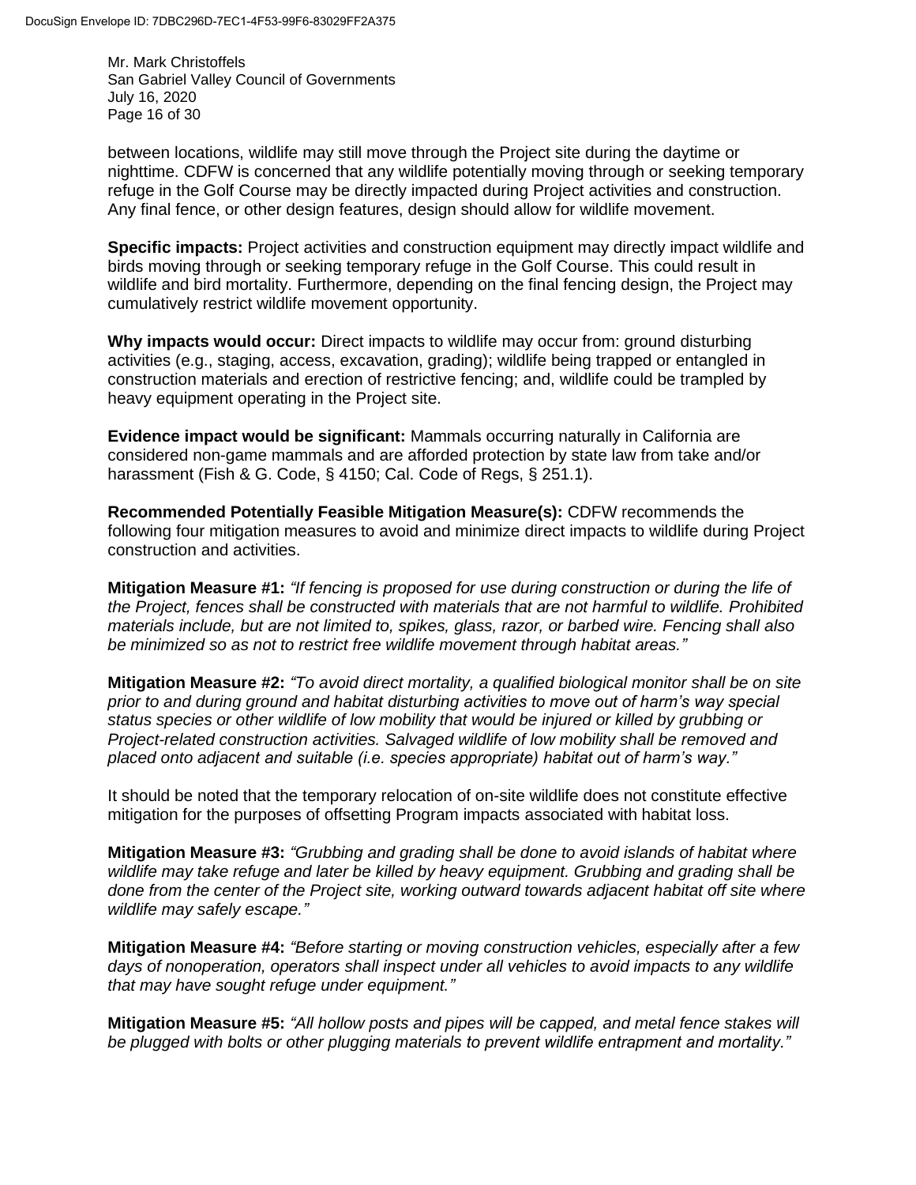between locations, wildlife may still move through the Project site during the daytime or nighttime. CDFW is concerned that any wildlife potentially moving through or seeking temporary refuge in the Golf Course may be directly impacted during Project activities and construction. Any final fence, or other design features, design should allow for wildlife movement.

**Specific impacts:** Project activities and construction equipment may directly impact wildlife and birds moving through or seeking temporary refuge in the Golf Course. This could result in wildlife and bird mortality. Furthermore, depending on the final fencing design, the Project may cumulatively restrict wildlife movement opportunity.

**Why impacts would occur:** Direct impacts to wildlife may occur from: ground disturbing activities (e.g., staging, access, excavation, grading); wildlife being trapped or entangled in construction materials and erection of restrictive fencing; and, wildlife could be trampled by heavy equipment operating in the Project site.

**Evidence impact would be significant:** Mammals occurring naturally in California are considered non-game mammals and are afforded protection by state law from take and/or harassment (Fish & G. Code, § 4150; Cal. Code of Regs, § 251.1).

**Recommended Potentially Feasible Mitigation Measure(s):** CDFW recommends the following four mitigation measures to avoid and minimize direct impacts to wildlife during Project construction and activities.

**Mitigation Measure #1:** *"If fencing is proposed for use during construction or during the life of the Project, fences shall be constructed with materials that are not harmful to wildlife. Prohibited materials include, but are not limited to, spikes, glass, razor, or barbed wire. Fencing shall also be minimized so as not to restrict free wildlife movement through habitat areas."*

**Mitigation Measure #2:** *"To avoid direct mortality, a qualified biological monitor shall be on site prior to and during ground and habitat disturbing activities to move out of harm's way special status species or other wildlife of low mobility that would be injured or killed by grubbing or Project-related construction activities. Salvaged wildlife of low mobility shall be removed and placed onto adjacent and suitable (i.e. species appropriate) habitat out of harm's way."*

It should be noted that the temporary relocation of on-site wildlife does not constitute effective mitigation for the purposes of offsetting Program impacts associated with habitat loss.

**Mitigation Measure #3:** *"Grubbing and grading shall be done to avoid islands of habitat where wildlife may take refuge and later be killed by heavy equipment. Grubbing and grading shall be done from the center of the Project site, working outward towards adjacent habitat off site where wildlife may safely escape."*

**Mitigation Measure #4:** *"Before starting or moving construction vehicles, especially after a few days of nonoperation, operators shall inspect under all vehicles to avoid impacts to any wildlife that may have sought refuge under equipment."*

**Mitigation Measure #5:** *"All hollow posts and pipes will be capped, and metal fence stakes will be plugged with bolts or other plugging materials to prevent wildlife entrapment and mortality."*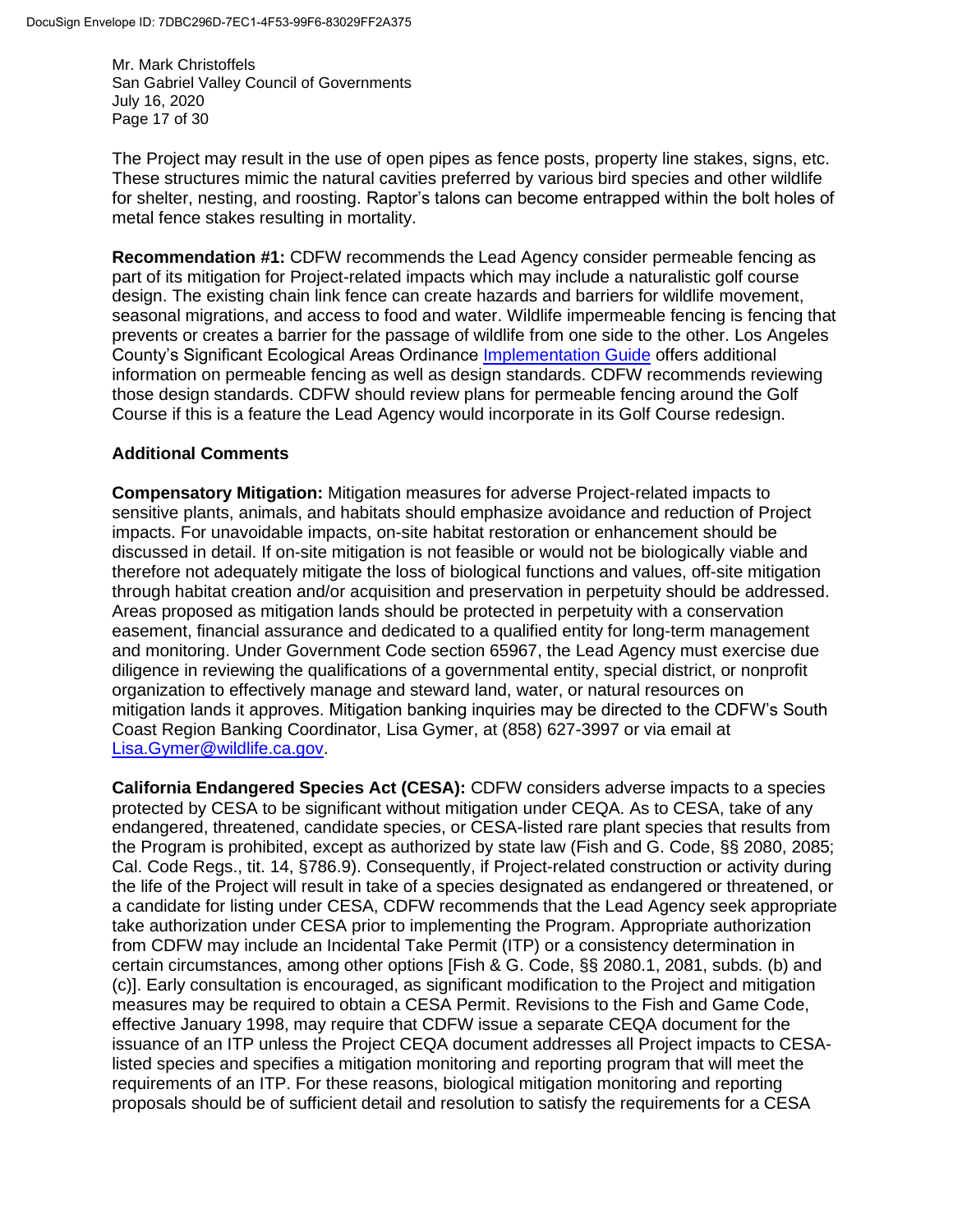The Project may result in the use of open pipes as fence posts, property line stakes, signs, etc. These structures mimic the natural cavities preferred by various bird species and other wildlife for shelter, nesting, and roosting. Raptor's talons can become entrapped within the bolt holes of metal fence stakes resulting in mortality.

**Recommendation #1:** CDFW recommends the Lead Agency consider permeable fencing as part of its mitigation for Project-related impacts which may include a naturalistic golf course design. The existing chain link fence can create hazards and barriers for wildlife movement, seasonal migrations, and access to food and water. Wildlife impermeable fencing is fencing that prevents or creates a barrier for the passage of wildlife from one side to the other. Los Angeles County's Significant Ecological Areas Ordinance Implementation Guide offers additional information on permeable fencing as well as design standards. CDFW recommends reviewing those design standards. CDFW should review plans for permeable fencing around the Golf Course if this is a feature the Lead Agency would incorporate in its Golf Course redesign.

**Additional Comments**

**Compensatory Mitigation:** Mitigation measures for adverse Project-related impacts to sensitive plants, animals, and habitats should emphasize avoidance and reduction of Project impacts. For unavoidable impacts, on-site habitat restoration or enhancement should be discussed in detail. If on-site mitigation is not feasible or would not be biologically viable and therefore not adequately mitigate the loss of biological functions and values, off-site mitigation through habitat creation and/or acquisition and preservation in perpetuity should be addressed. Areas proposed as mitigation lands should be protected in perpetuity with a conservation easement, financial assurance and dedicated to a qualified entity for long-term management and monitoring. Under Government Code section 65967, the Lead Agency must exercise due diligence in reviewing the qualifications of a governmental entity, special district, or nonprofit organization to effectively manage and steward land, water, or natural resources on mitigation lands it approves. Mitigation banking inquiries may be directed to the CDFW's South Coast Region Banking Coordinator, Lisa Gymer, at (858) 627-3997 or via email at Lisa.Gymer@wildlife.ca.gov.

**California Endangered Species Act (CESA):** CDFW considers adverse impacts to a species protected by CESA to be significant without mitigation under CEQA. As to CESA, take of any endangered, threatened, candidate species, or CESA-listed rare plant species that results from the Program is prohibited, except as authorized by state law (Fish and G. Code, §§ 2080, 2085; Cal. Code Regs., tit. 14, §786.9). Consequently, if Project-related construction or activity during the life of the Project will result in take of a species designated as endangered or threatened, or a candidate for listing under CESA, CDFW recommends that the Lead Agency seek appropriate take authorization under CESA prior to implementing the Program. Appropriate authorization from CDFW may include an Incidental Take Permit (ITP) or a consistency determination in certain circumstances, among other options [Fish & G. Code, §§ 2080.1, 2081, subds. (b) and (c)]. Early consultation is encouraged, as significant modification to the Project and mitigation measures may be required to obtain a CESA Permit. Revisions to the Fish and Game Code, effective January 1998, may require that CDFW issue a separate CEQA document for the issuance of an ITP unless the Project CEQA document addresses all Project impacts to CESA-listed species and specifies a mitigation monitoring and reporting program that will meet the requirements of an ITP. For these reasons, biological mitigation monitoring and reporting proposals should be of sufficient detail and resolution to satisfy the requirements for a CESA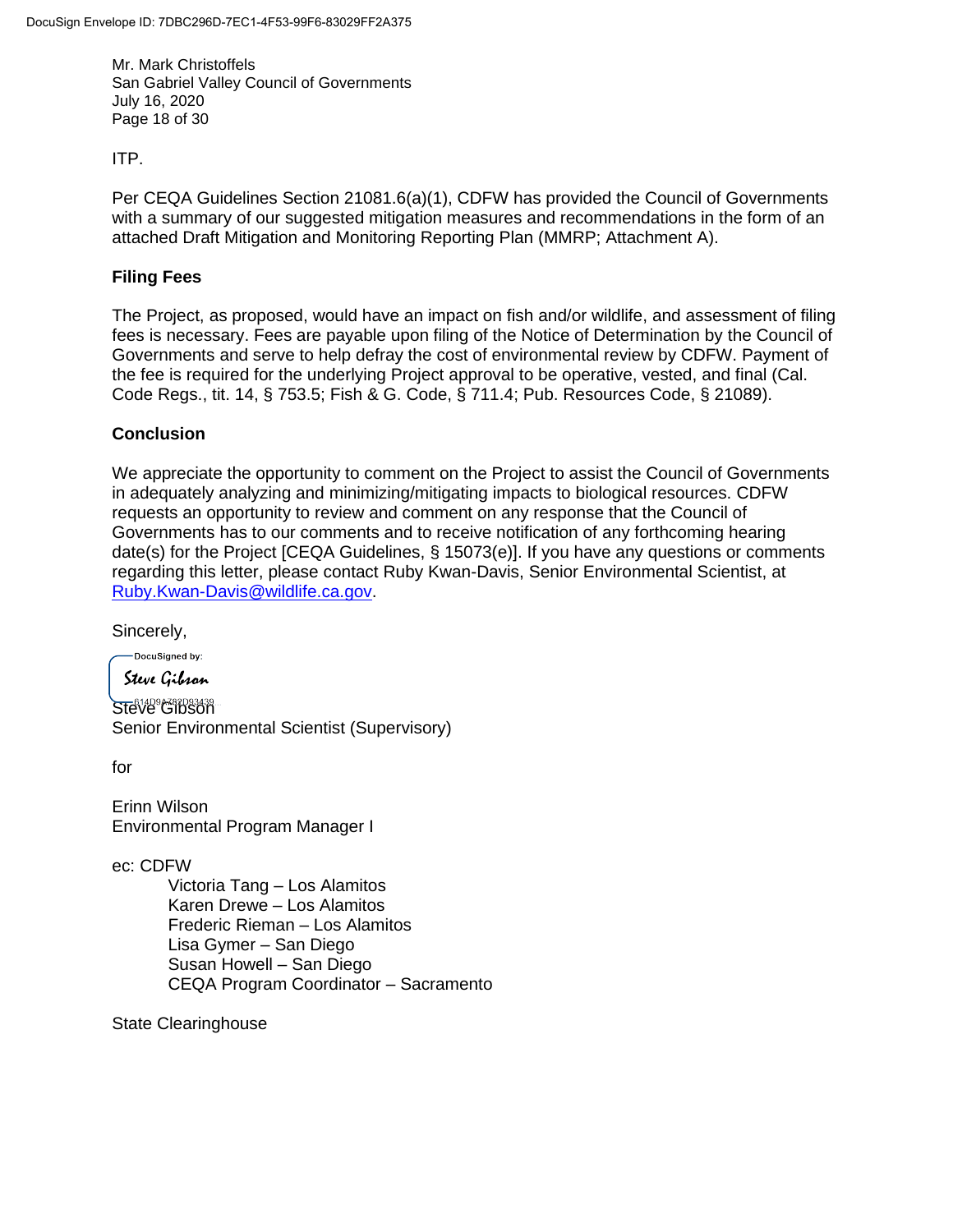ITP.

Per CEQA Guidelines Section 21081.6(a)(1), CDFW has provided the Council of Governments with a summary of our suggested mitigation measures and recommendations in the form of an attached Draft Mitigation and Monitoring Reporting Plan (MMRP; Attachment A).

## Filing Fees

The Project, as proposed, would have an impact on fish and/or wildlife, and assessment of filing fees is necessary. Fees are payable upon filing of the Notice of Determination by the Council of Governments and serve to help defray the cost of environmental review by CDFW. Payment of the fee is required for the underlying Project approval to be operative, vested, and final (Cal. Code Regs., tit. 14, § 753.5; Fish & G. Code, § 711.4; Pub. Resources Code, § 21089).

## Conclusion

We appreciate the opportunity to comment on the Project to assist the Council of Governments in adequately analyzing and minimizing/mitigating impacts to biological resources. CDFW requests an opportunity to review and comment on any response that the Council of Governments has to our comments and to receive notification of any forthcoming hearing date(s) for the Project [CEQA Guidelines, § 15073(e)]. If you have any questions or comments regarding this letter, please contact Ruby Kwan-Davis, Senior Environmental Scientist, at Ruby.Kwan-Davis@wildlife.ca.gov.

Sincerely,

DocuSigned by:
Steve Gibson
614D9A782D93439

Steve Gibson
Senior Environmental Scientist (Supervisory)

for

Erinn Wilson
Environmental Program Manager I

ec: CDFW
- Victoria Tang – Los Alamitos
- Karen Drewe – Los Alamitos
- Frederic Rieman – Los Alamitos
- Lisa Gymer – San Diego
- Susan Howell – San Diego
- CEQA Program Coordinator – Sacramento

State Clearinghouse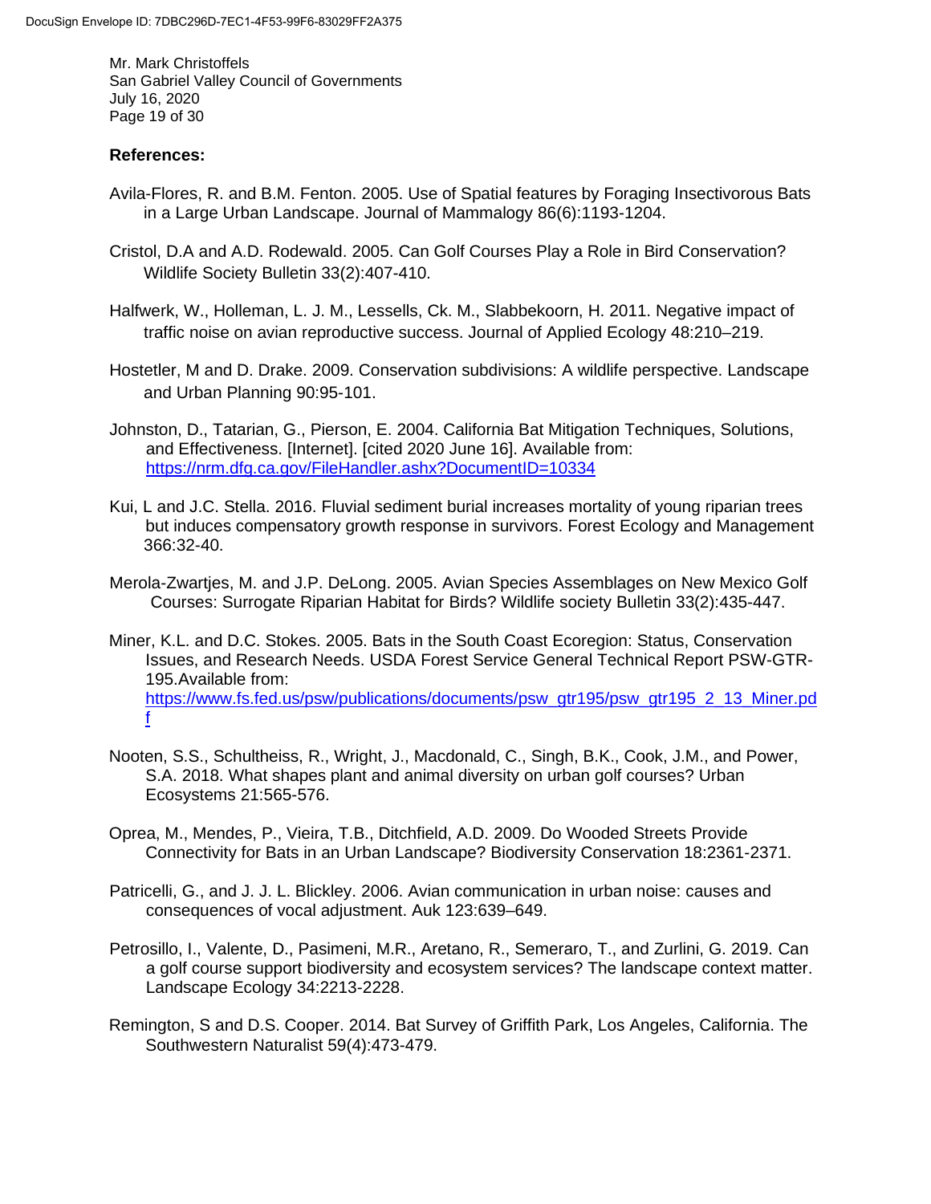**References:**

Avila-Flores, R. and B.M. Fenton. 2005. Use of Spatial features by Foraging Insectivorous Bats in a Large Urban Landscape. Journal of Mammalogy 86(6):1193-1204.

Cristol, D.A and A.D. Rodewald. 2005. Can Golf Courses Play a Role in Bird Conservation? Wildlife Society Bulletin 33(2):407-410.

Halfwerk, W., Holleman, L. J. M., Lessells, Ck. M., Slabbekoorn, H. 2011. Negative impact of traffic noise on avian reproductive success. Journal of Applied Ecology 48:210–219.

Hostetler, M and D. Drake. 2009. Conservation subdivisions: A wildlife perspective. Landscape and Urban Planning 90:95-101.

Johnston, D., Tatarian, G., Pierson, E. 2004. California Bat Mitigation Techniques, Solutions, and Effectiveness. [Internet]. [cited 2020 June 16]. Available from: https://nrm.dfg.ca.gov/FileHandler.ashx?DocumentID=10334

Kui, L and J.C. Stella. 2016. Fluvial sediment burial increases mortality of young riparian trees but induces compensatory growth response in survivors. Forest Ecology and Management 366:32-40.

Merola-Zwartjes, M. and J.P. DeLong. 2005. Avian Species Assemblages on New Mexico Golf Courses: Surrogate Riparian Habitat for Birds? Wildlife society Bulletin 33(2):435-447.

Miner, K.L. and D.C. Stokes. 2005. Bats in the South Coast Ecoregion: Status, Conservation Issues, and Research Needs. USDA Forest Service General Technical Report PSW-GTR-195.Available from: https://www.fs.fed.us/psw/publications/documents/psw_gtr195/psw_gtr195_2_13_Miner.pdf

Nooten, S.S., Schultheiss, R., Wright, J., Macdonald, C., Singh, B.K., Cook, J.M., and Power, S.A. 2018. What shapes plant and animal diversity on urban golf courses? Urban Ecosystems 21:565-576.

Oprea, M., Mendes, P., Vieira, T.B., Ditchfield, A.D. 2009. Do Wooded Streets Provide Connectivity for Bats in an Urban Landscape? Biodiversity Conservation 18:2361-2371.

Patricelli, G., and J. J. L. Blickley. 2006. Avian communication in urban noise: causes and consequences of vocal adjustment. Auk 123:639–649.

Petrosillo, I., Valente, D., Pasimeni, M.R., Aretano, R., Semeraro, T., and Zurlini, G. 2019. Can a golf course support biodiversity and ecosystem services? The landscape context matter. Landscape Ecology 34:2213-2228.

Remington, S and D.S. Cooper. 2014. Bat Survey of Griffith Park, Los Angeles, California. The Southwestern Naturalist 59(4):473-479.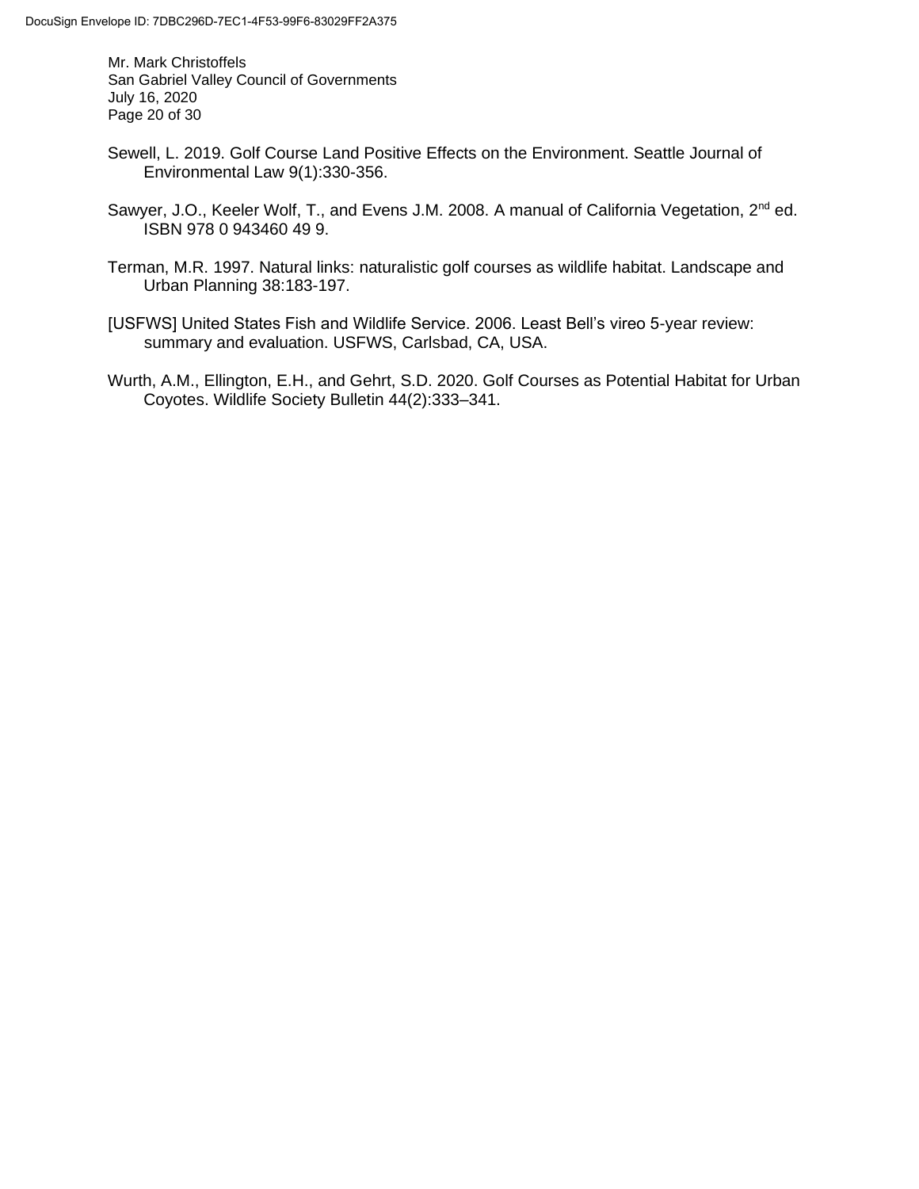Sewell, L. 2019. Golf Course Land Positive Effects on the Environment. Seattle Journal of Environmental Law 9(1):330-356.

Sawyer, J.O., Keeler Wolf, T., and Evens J.M. 2008. A manual of California Vegetation, 2nd ed. ISBN 978 0 943460 49 9.

Terman, M.R. 1997. Natural links: naturalistic golf courses as wildlife habitat. Landscape and Urban Planning 38:183-197.

[USFWS] United States Fish and Wildlife Service. 2006. Least Bell's vireo 5-year review: summary and evaluation. USFWS, Carlsbad, CA, USA.

Wurth, A.M., Ellington, E.H., and Gehrt, S.D. 2020. Golf Courses as Potential Habitat for Urban Coyotes. Wildlife Society Bulletin 44(2):333–341.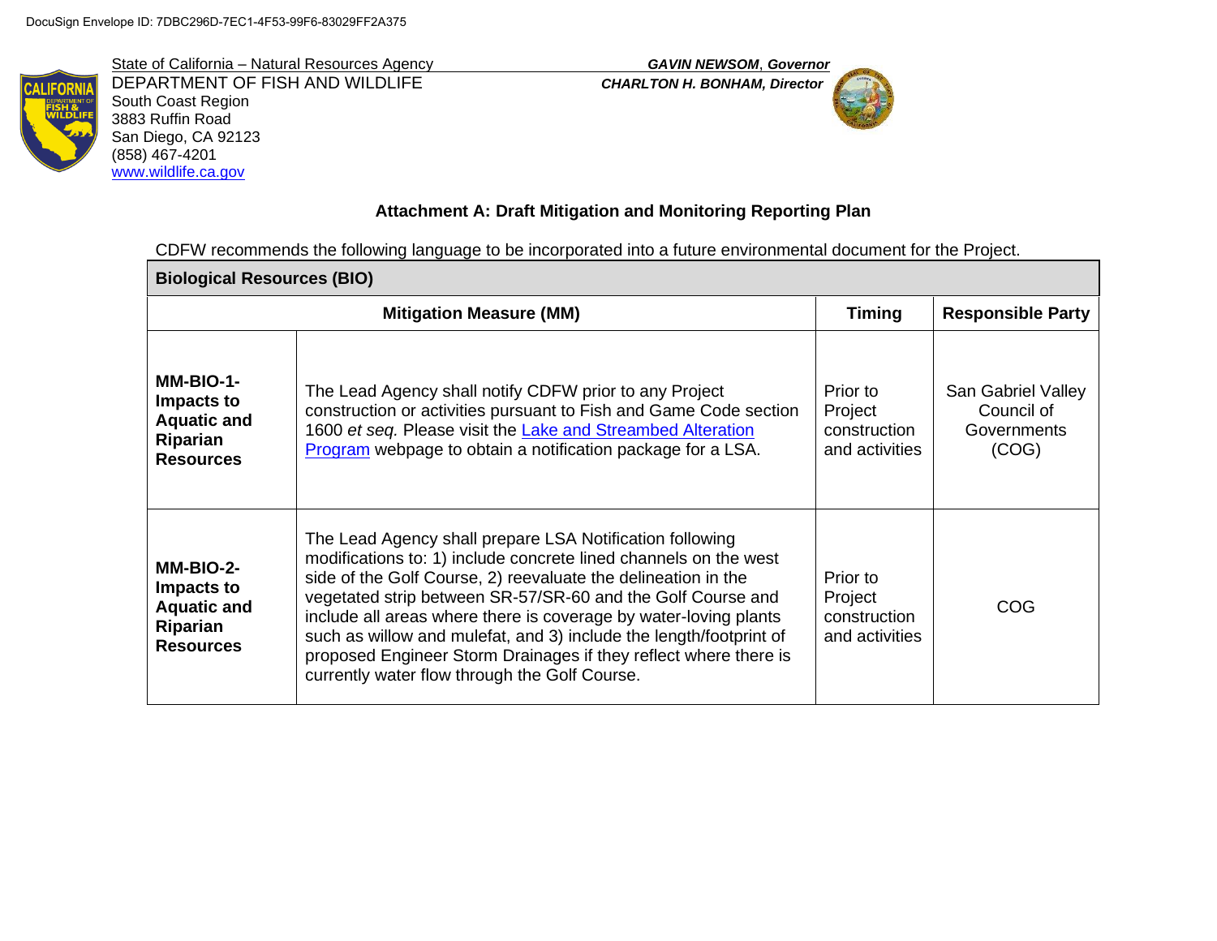DocuSign Envelope ID: 7DBC296D-7EC1-4F53-99F6-83029FF2A375

State of California – Natural Resources Agency
DEPARTMENT OF FISH AND WILDLIFE
South Coast Region
3883 Ruffin Road
San Diego, CA 92123
(858) 467-4201
[www.wildlife.ca.gov](http://www.wildlife.ca.gov)

***GAVIN NEWSOM*, *Governor***
***CHARLTON H. BONHAM, Director***

### Attachment A: Draft Mitigation and Monitoring Reporting Plan

CDFW recommends the following language to be incorporated into a future environmental document for the Project.

| **Biological Resources (BIO)** | | | |
|---|---|---|---|
| **Mitigation Measure (MM)** | | **Timing** | **Responsible Party** |
| **MM-BIO-1- Impacts to Aquatic and Riparian Resources** | The Lead Agency shall notify CDFW prior to any Project construction or activities pursuant to Fish and Game Code section 1600 *et seq.* Please visit the Lake and Streambed Alteration Program webpage to obtain a notification package for a LSA. | Prior to Project construction and activities | San Gabriel Valley Council of Governments (COG) |
| **MM-BIO-2- Impacts to Aquatic and Riparian Resources** | The Lead Agency shall prepare LSA Notification following modifications to: 1) include concrete lined channels on the west side of the Golf Course, 2) reevaluate the delineation in the vegetated strip between SR-57/SR-60 and the Golf Course and include all areas where there is coverage by water-loving plants such as willow and mulefat, and 3) include the length/footprint of proposed Engineer Storm Drainages if they reflect where there is currently water flow through the Golf Course. | Prior to Project construction and activities | COG |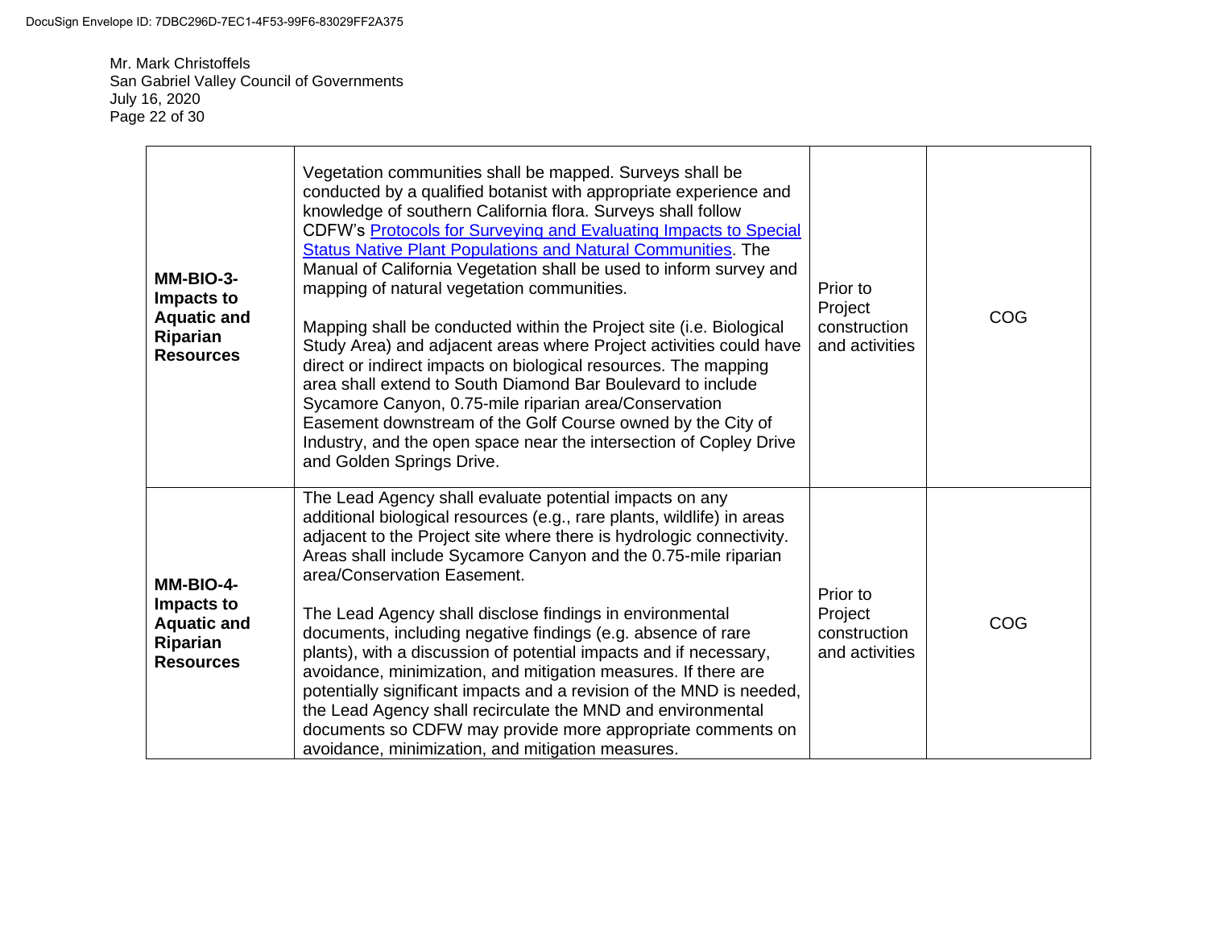Mr. Mark Christoffels
San Gabriel Valley Council of Governments
July 16, 2020

| | | | |
|---|---|---|---|
| **MM-BIO-3- Impacts to Aquatic and Riparian Resources** | Vegetation communities shall be mapped. Surveys shall be conducted by a qualified botanist with appropriate experience and knowledge of southern California flora. Surveys shall follow CDFW's [Protocols for Surveying and Evaluating Impacts to Special Status Native Plant Populations and Natural Communities](). The Manual of California Vegetation shall be used to inform survey and mapping of natural vegetation communities.<br><br>Mapping shall be conducted within the Project site (i.e. Biological Study Area) and adjacent areas where Project activities could have direct or indirect impacts on biological resources. The mapping area shall extend to South Diamond Bar Boulevard to include Sycamore Canyon, 0.75-mile riparian area/Conservation Easement downstream of the Golf Course owned by the City of Industry, and the open space near the intersection of Copley Drive and Golden Springs Drive. | Prior to Project construction and activities | COG |
| **MM-BIO-4- Impacts to Aquatic and Riparian Resources** | The Lead Agency shall evaluate potential impacts on any additional biological resources (e.g., rare plants, wildlife) in areas adjacent to the Project site where there is hydrologic connectivity. Areas shall include Sycamore Canyon and the 0.75-mile riparian area/Conservation Easement.<br><br>The Lead Agency shall disclose findings in environmental documents, including negative findings (e.g. absence of rare plants), with a discussion of potential impacts and if necessary, avoidance, minimization, and mitigation measures. If there are potentially significant impacts and a revision of the MND is needed, the Lead Agency shall recirculate the MND and environmental documents so CDFW may provide more appropriate comments on avoidance, minimization, and mitigation measures. | Prior to Project construction and activities | COG |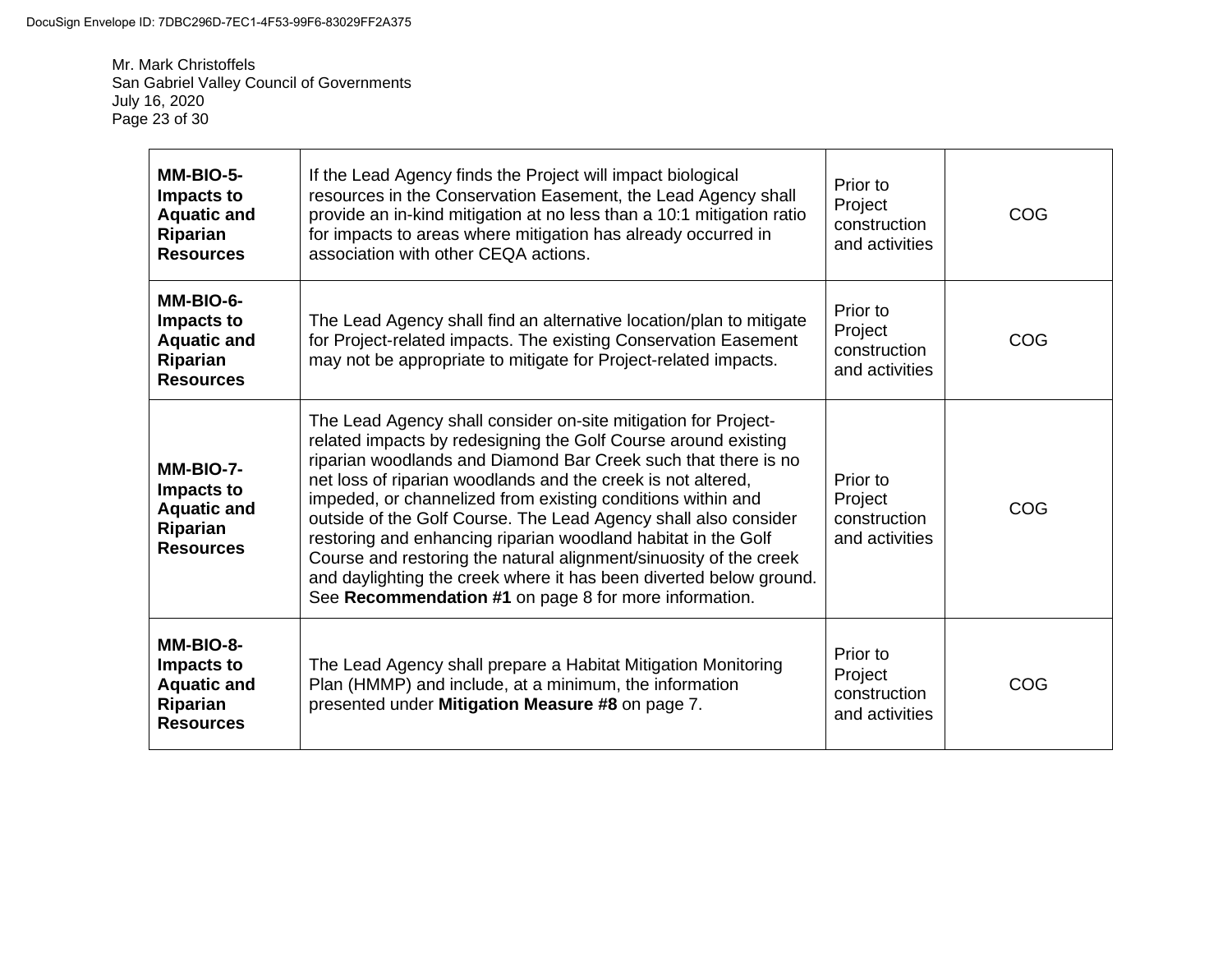| | | | |
|---|---|---|---|
| **MM-BIO-5- Impacts to Aquatic and Riparian Resources** | If the Lead Agency finds the Project will impact biological resources in the Conservation Easement, the Lead Agency shall provide an in-kind mitigation at no less than a 10:1 mitigation ratio for impacts to areas where mitigation has already occurred in association with other CEQA actions. | Prior to Project construction and activities | COG |
| **MM-BIO-6- Impacts to Aquatic and Riparian Resources** | The Lead Agency shall find an alternative location/plan to mitigate for Project-related impacts. The existing Conservation Easement may not be appropriate to mitigate for Project-related impacts. | Prior to Project construction and activities | COG |
| **MM-BIO-7- Impacts to Aquatic and Riparian Resources** | The Lead Agency shall consider on-site mitigation for Project-related impacts by redesigning the Golf Course around existing riparian woodlands and Diamond Bar Creek such that there is no net loss of riparian woodlands and the creek is not altered, impeded, or channelized from existing conditions within and outside of the Golf Course. The Lead Agency shall also consider restoring and enhancing riparian woodland habitat in the Golf Course and restoring the natural alignment/sinuosity of the creek and daylighting the creek where it has been diverted below ground. See **Recommendation #1** on page 8 for more information. | Prior to Project construction and activities | COG |
| **MM-BIO-8- Impacts to Aquatic and Riparian Resources** | The Lead Agency shall prepare a Habitat Mitigation Monitoring Plan (HMMP) and include, at a minimum, the information presented under **Mitigation Measure #8** on page 7. | Prior to Project construction and activities | COG |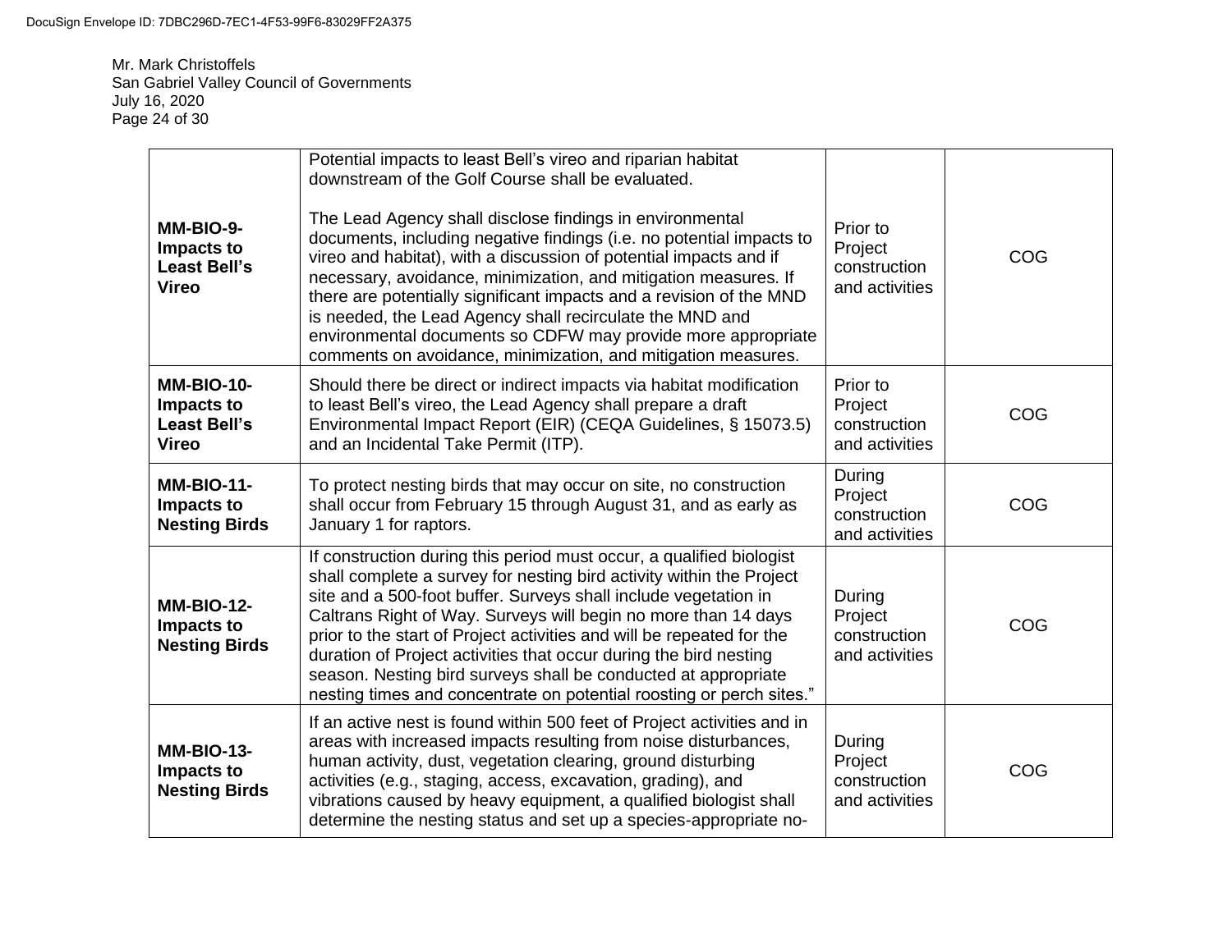| | | | |
|---|---|---|---|
| **MM-BIO-9- Impacts to Least Bell's Vireo** | Potential impacts to least Bell's vireo and riparian habitat downstream of the Golf Course shall be evaluated.<br><br>The Lead Agency shall disclose findings in environmental documents, including negative findings (i.e. no potential impacts to vireo and habitat), with a discussion of potential impacts and if necessary, avoidance, minimization, and mitigation measures. If there are potentially significant impacts and a revision of the MND is needed, the Lead Agency shall recirculate the MND and environmental documents so CDFW may provide more appropriate comments on avoidance, minimization, and mitigation measures. | Prior to Project construction and activities | COG |
| **MM-BIO-10- Impacts to Least Bell's Vireo** | Should there be direct or indirect impacts via habitat modification to least Bell's vireo, the Lead Agency shall prepare a draft Environmental Impact Report (EIR) (CEQA Guidelines, § 15073.5) and an Incidental Take Permit (ITP). | Prior to Project construction and activities | COG |
| **MM-BIO-11- Impacts to Nesting Birds** | To protect nesting birds that may occur on site, no construction shall occur from February 15 through August 31, and as early as January 1 for raptors. | During Project construction and activities | COG |
| **MM-BIO-12- Impacts to Nesting Birds** | If construction during this period must occur, a qualified biologist shall complete a survey for nesting bird activity within the Project site and a 500-foot buffer. Surveys shall include vegetation in Caltrans Right of Way. Surveys will begin no more than 14 days prior to the start of Project activities and will be repeated for the duration of Project activities that occur during the bird nesting season. Nesting bird surveys shall be conducted at appropriate nesting times and concentrate on potential roosting or perch sites." | During Project construction and activities | COG |
| **MM-BIO-13- Impacts to Nesting Birds** | If an active nest is found within 500 feet of Project activities and in areas with increased impacts resulting from noise disturbances, human activity, dust, vegetation clearing, ground disturbing activities (e.g., staging, access, excavation, grading), and vibrations caused by heavy equipment, a qualified biologist shall determine the nesting status and set up a species-appropriate no- | During Project construction and activities | COG |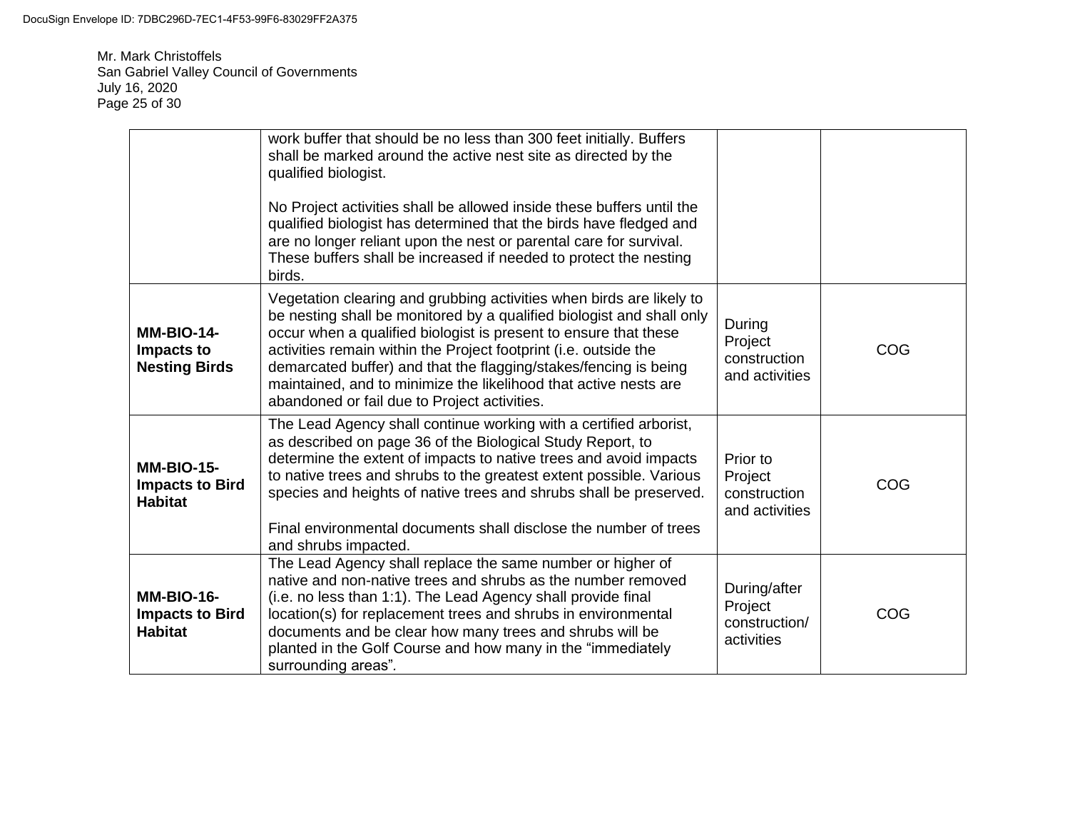| | | | |
|---|---|---|---|
| | work buffer that should be no less than 300 feet initially. Buffers shall be marked around the active nest site as directed by the qualified biologist.<br><br>No Project activities shall be allowed inside these buffers until the qualified biologist has determined that the birds have fledged and are no longer reliant upon the nest or parental care for survival. These buffers shall be increased if needed to protect the nesting birds. | | |
| **MM-BIO-14- Impacts to Nesting Birds** | Vegetation clearing and grubbing activities when birds are likely to be nesting shall be monitored by a qualified biologist and shall only occur when a qualified biologist is present to ensure that these activities remain within the Project footprint (i.e. outside the demarcated buffer) and that the flagging/stakes/fencing is being maintained, and to minimize the likelihood that active nests are abandoned or fail due to Project activities. | During Project construction and activities | COG |
| **MM-BIO-15- Impacts to Bird Habitat** | The Lead Agency shall continue working with a certified arborist, as described on page 36 of the Biological Study Report, to determine the extent of impacts to native trees and avoid impacts to native trees and shrubs to the greatest extent possible. Various species and heights of native trees and shrubs shall be preserved.<br><br>Final environmental documents shall disclose the number of trees and shrubs impacted. | Prior to Project construction and activities | COG |
| **MM-BIO-16- Impacts to Bird Habitat** | The Lead Agency shall replace the same number or higher of native and non-native trees and shrubs as the number removed (i.e. no less than 1:1). The Lead Agency shall provide final location(s) for replacement trees and shrubs in environmental documents and be clear how many trees and shrubs will be planted in the Golf Course and how many in the "immediately surrounding areas". | During/after Project construction/ activities | COG |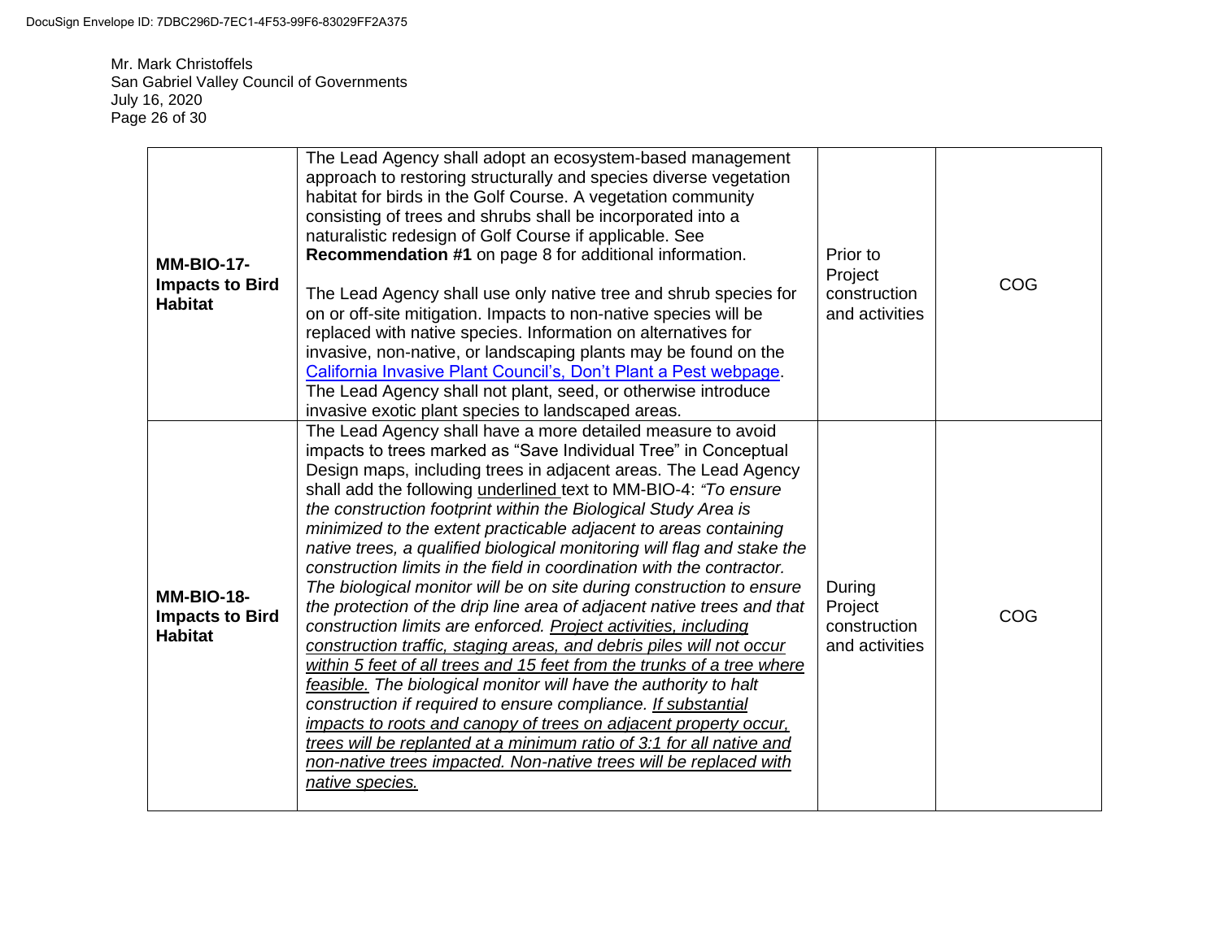Mr. Mark Christoffels
San Gabriel Valley Council of Governments
July 16, 2020
Page 26 of 30

| | | | |
|---|---|---|---|
| **MM-BIO-17- Impacts to Bird Habitat** | The Lead Agency shall adopt an ecosystem-based management approach to restoring structurally and species diverse vegetation habitat for birds in the Golf Course. A vegetation community consisting of trees and shrubs shall be incorporated into a naturalistic redesign of Golf Course if applicable. See **Recommendation #1** on page 8 for additional information.<br><br>The Lead Agency shall use only native tree and shrub species for on or off-site mitigation. Impacts to non-native species will be replaced with native species. Information on alternatives for invasive, non-native, or landscaping plants may be found on the [California Invasive Plant Council's, Don't Plant a Pest webpage](). The Lead Agency shall not plant, seed, or otherwise introduce invasive exotic plant species to landscaped areas. | Prior to Project construction and activities | COG |
| **MM-BIO-18- Impacts to Bird Habitat** | The Lead Agency shall have a more detailed measure to avoid impacts to trees marked as "Save Individual Tree" in Conceptual Design maps, including trees in adjacent areas. The Lead Agency shall add the following <u>underlined</u> text to MM-BIO-4: *"To ensure the construction footprint within the Biological Study Area is minimized to the extent practicable adjacent to areas containing native trees, a qualified biological monitoring will flag and stake the construction limits in the field in coordination with the contractor. The biological monitor will be on site during construction to ensure the protection of the drip line area of adjacent native trees and that construction limits are enforced. <u>Project activities, including construction traffic, staging areas, and debris piles will not occur within 5 feet of all trees and 15 feet from the trunks of a tree where feasible.</u> The biological monitor will have the authority to halt construction if required to ensure compliance. <u>If substantial impacts to roots and canopy of trees on adjacent property occur, trees will be replanted at a minimum ratio of 3:1 for all native and non-native trees impacted. Non-native trees will be replaced with native species.</u>* | During Project construction and activities | COG |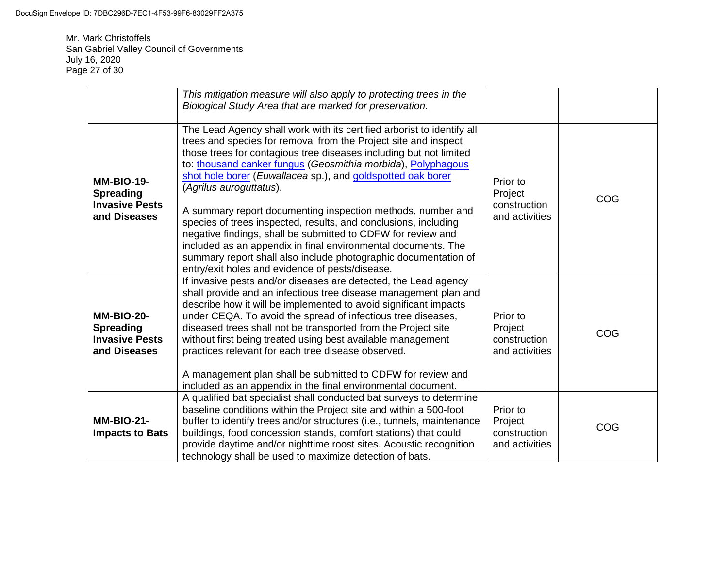Mr. Mark Christoffels
San Gabriel Valley Council of Governments
July 16, 2020

| | | | |
|---|---|---|---|
| | *<u>This mitigation measure will also apply to protecting trees in the Biological Study Area that are marked for preservation.</u>* | | |
| **MM-BIO-19- Spreading Invasive Pests and Diseases** | The Lead Agency shall work with its certified arborist to identify all trees and species for removal from the Project site and inspect those trees for contagious tree diseases including but not limited to: thousand canker fungus (*Geosmithia morbida*), Polyphagous shot hole borer (*Euwallacea* sp.), and goldspotted oak borer (*Agrilus auroguttatus*).<br><br>A summary report documenting inspection methods, number and species of trees inspected, results, and conclusions, including negative findings, shall be submitted to CDFW for review and included as an appendix in final environmental documents. The summary report shall also include photographic documentation of entry/exit holes and evidence of pests/disease. | Prior to Project construction and activities | COG |
| **MM-BIO-20- Spreading Invasive Pests and Diseases** | If invasive pests and/or diseases are detected, the Lead agency shall provide and an infectious tree disease management plan and describe how it will be implemented to avoid significant impacts under CEQA. To avoid the spread of infectious tree diseases, diseased trees shall not be transported from the Project site without first being treated using best available management practices relevant for each tree disease observed.<br><br>A management plan shall be submitted to CDFW for review and included as an appendix in the final environmental document. | Prior to Project construction and activities | COG |
| **MM-BIO-21- Impacts to Bats** | A qualified bat specialist shall conducted bat surveys to determine baseline conditions within the Project site and within a 500-foot buffer to identify trees and/or structures (i.e., tunnels, maintenance buildings, food concession stands, comfort stations) that could provide daytime and/or nighttime roost sites. Acoustic recognition technology shall be used to maximize detection of bats. | Prior to Project construction and activities | COG |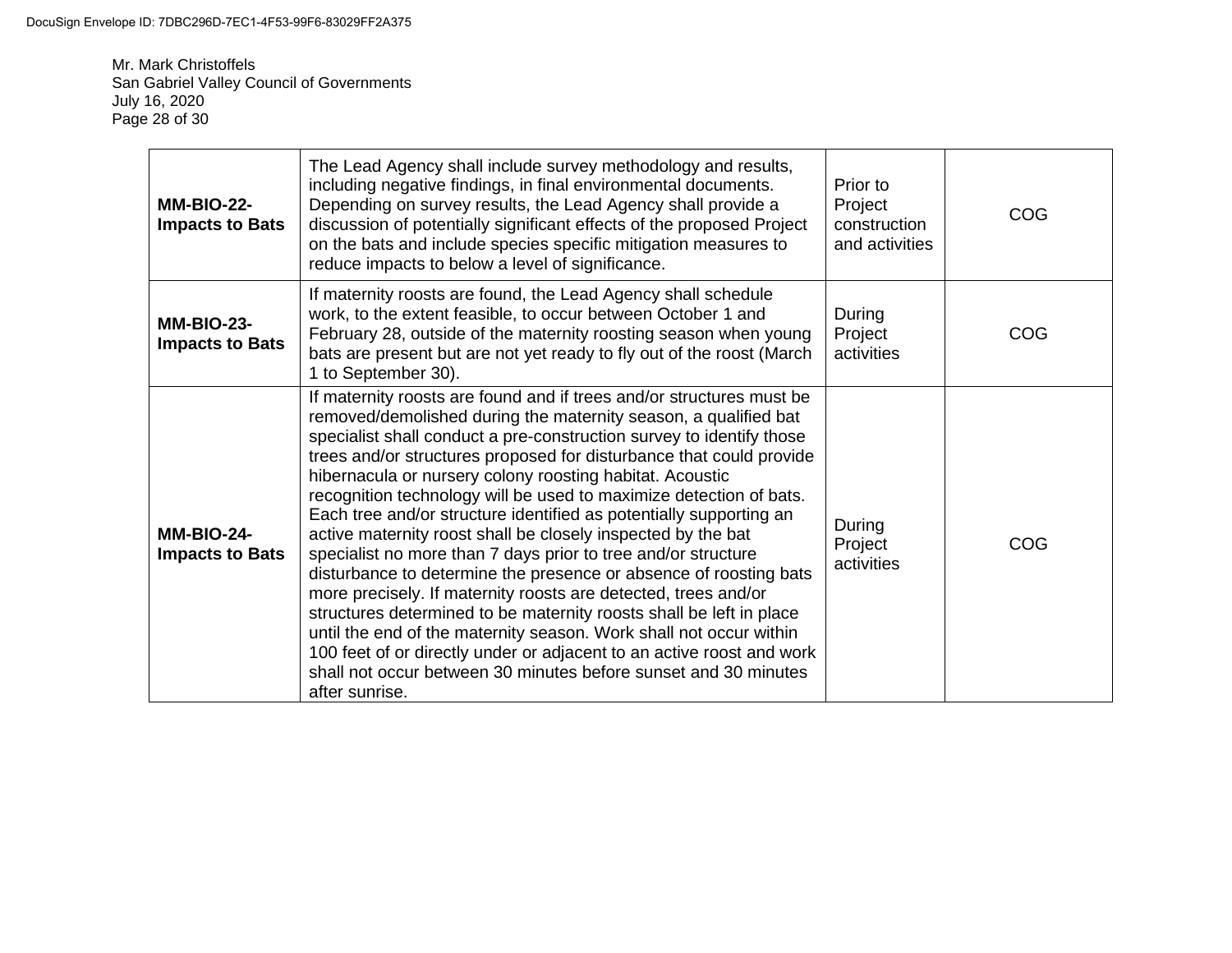| | | | |
|---|---|---|---|
| **MM-BIO-22-Impacts to Bats** | The Lead Agency shall include survey methodology and results, including negative findings, in final environmental documents. Depending on survey results, the Lead Agency shall provide a discussion of potentially significant effects of the proposed Project on the bats and include species specific mitigation measures to reduce impacts to below a level of significance. | Prior to Project construction and activities | COG |
| **MM-BIO-23-Impacts to Bats** | If maternity roosts are found, the Lead Agency shall schedule work, to the extent feasible, to occur between October 1 and February 28, outside of the maternity roosting season when young bats are present but are not yet ready to fly out of the roost (March 1 to September 30). | During Project activities | COG |
| **MM-BIO-24-Impacts to Bats** | If maternity roosts are found and if trees and/or structures must be removed/demolished during the maternity season, a qualified bat specialist shall conduct a pre-construction survey to identify those trees and/or structures proposed for disturbance that could provide hibernacula or nursery colony roosting habitat. Acoustic recognition technology will be used to maximize detection of bats. Each tree and/or structure identified as potentially supporting an active maternity roost shall be closely inspected by the bat specialist no more than 7 days prior to tree and/or structure disturbance to determine the presence or absence of roosting bats more precisely. If maternity roosts are detected, trees and/or structures determined to be maternity roosts shall be left in place until the end of the maternity season. Work shall not occur within 100 feet of or directly under or adjacent to an active roost and work shall not occur between 30 minutes before sunset and 30 minutes after sunrise. | During Project activities | COG |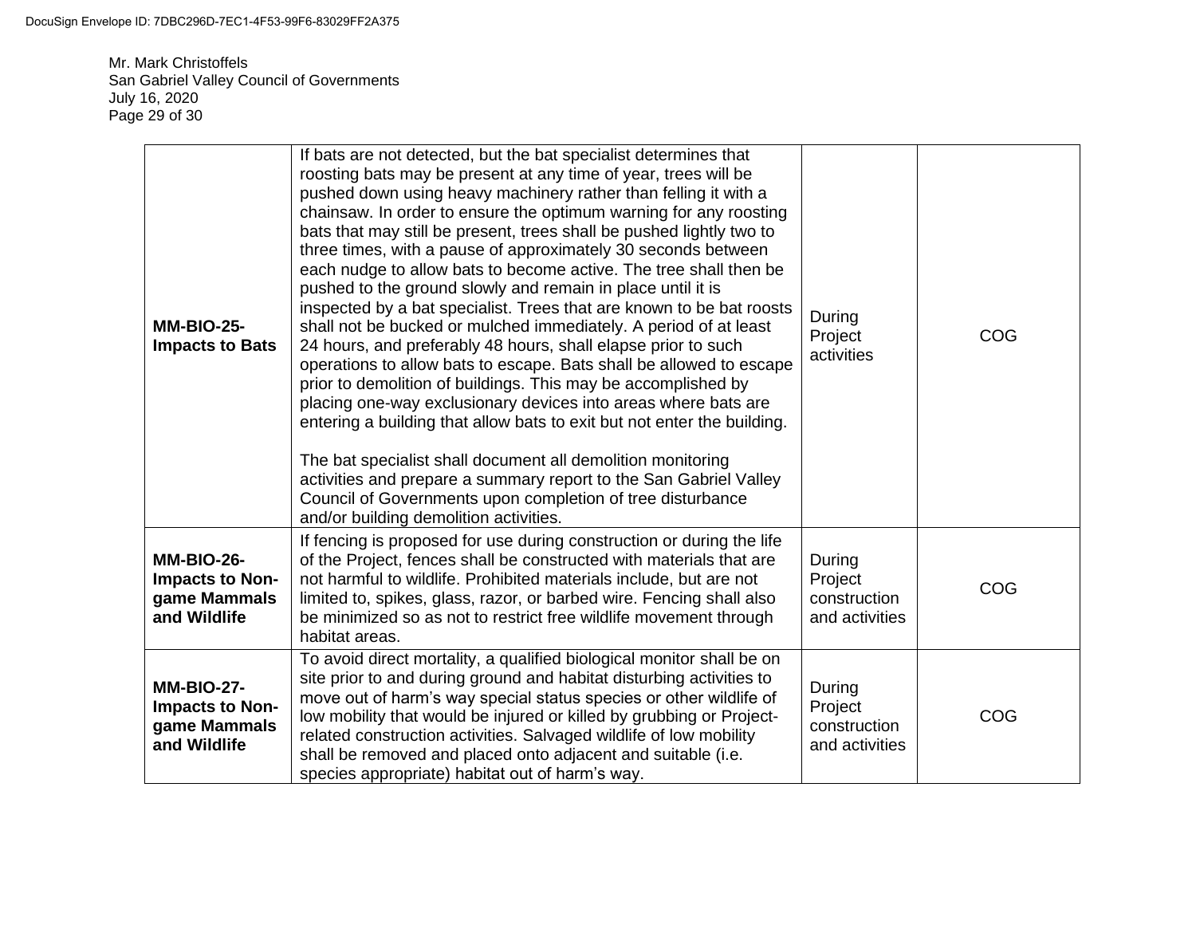Mr. Mark Christoffels
San Gabriel Valley Council of Governments
July 16, 2020

| | | | |
|---|---|---|---|
| **MM-BIO-25- Impacts to Bats** | If bats are not detected, but the bat specialist determines that roosting bats may be present at any time of year, trees will be pushed down using heavy machinery rather than felling it with a chainsaw. In order to ensure the optimum warning for any roosting bats that may still be present, trees shall be pushed lightly two to three times, with a pause of approximately 30 seconds between each nudge to allow bats to become active. The tree shall then be pushed to the ground slowly and remain in place until it is inspected by a bat specialist. Trees that are known to be bat roosts shall not be bucked or mulched immediately. A period of at least 24 hours, and preferably 48 hours, shall elapse prior to such operations to allow bats to escape. Bats shall be allowed to escape prior to demolition of buildings. This may be accomplished by placing one-way exclusionary devices into areas where bats are entering a building that allow bats to exit but not enter the building.<br><br>The bat specialist shall document all demolition monitoring activities and prepare a summary report to the San Gabriel Valley Council of Governments upon completion of tree disturbance and/or building demolition activities. | During Project activities | COG |
| **MM-BIO-26- Impacts to Non-game Mammals and Wildlife** | If fencing is proposed for use during construction or during the life of the Project, fences shall be constructed with materials that are not harmful to wildlife. Prohibited materials include, but are not limited to, spikes, glass, razor, or barbed wire. Fencing shall also be minimized so as not to restrict free wildlife movement through habitat areas. | During Project construction and activities | COG |
| **MM-BIO-27- Impacts to Non-game Mammals and Wildlife** | To avoid direct mortality, a qualified biological monitor shall be on site prior to and during ground and habitat disturbing activities to move out of harm's way special status species or other wildlife of low mobility that would be injured or killed by grubbing or Project-related construction activities. Salvaged wildlife of low mobility shall be removed and placed onto adjacent and suitable (i.e. species appropriate) habitat out of harm's way. | During Project construction and activities | COG |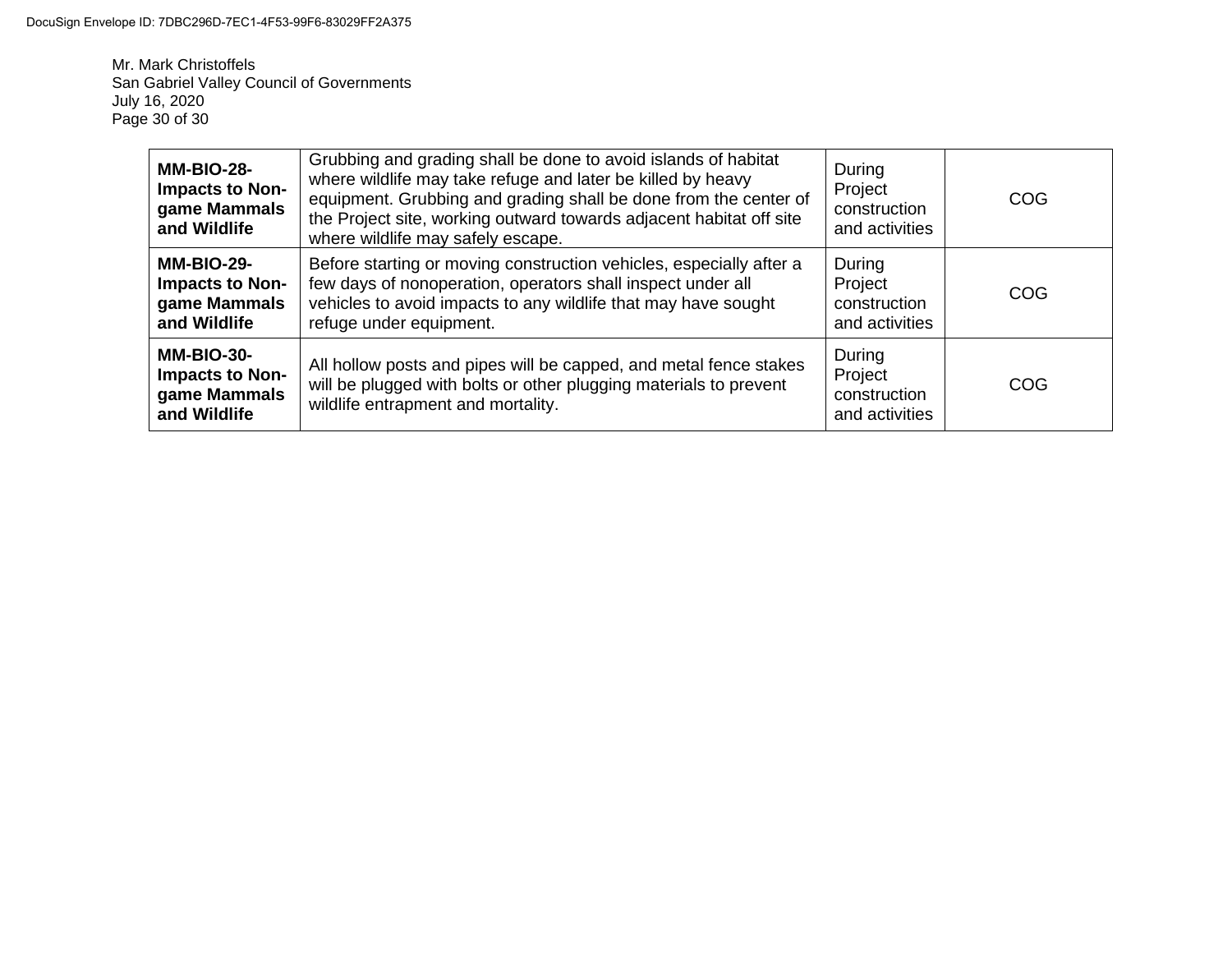| | | | |
|---|---|---|---|
| **MM-BIO-28-Impacts to Non-game Mammals and Wildlife** | Grubbing and grading shall be done to avoid islands of habitat where wildlife may take refuge and later be killed by heavy equipment. Grubbing and grading shall be done from the center of the Project site, working outward towards adjacent habitat off site where wildlife may safely escape. | During Project construction and activities | COG |
| **MM-BIO-29-Impacts to Non-game Mammals and Wildlife** | Before starting or moving construction vehicles, especially after a few days of nonoperation, operators shall inspect under all vehicles to avoid impacts to any wildlife that may have sought refuge under equipment. | During Project construction and activities | COG |
| **MM-BIO-30-Impacts to Non-game Mammals and Wildlife** | All hollow posts and pipes will be capped, and metal fence stakes will be plugged with bolts or other plugging materials to prevent wildlife entrapment and mortality. | During Project construction and activities | COG |